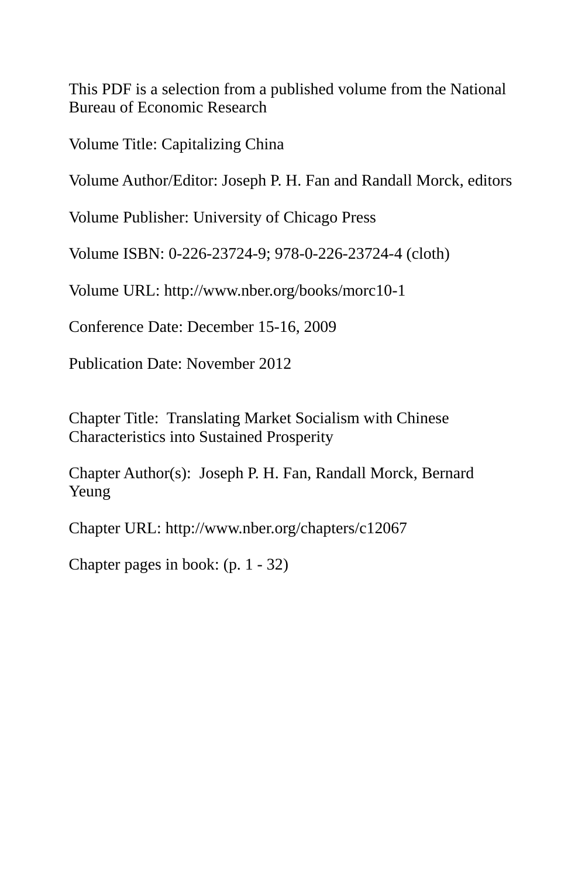This PDF is a selection from a published volume from the National Bureau of Economic Research

Volume Title: Capitalizing China

Volume Author/Editor: Joseph P. H. Fan and Randall Morck, editors

Volume Publisher: University of Chicago Press

Volume ISBN: 0-226-23724-9; 978-0-226-23724-4 (cloth)

Volume URL: http://www.nber.org/books/morc10-1

Conference Date: December 15-16, 2009

Publication Date: November 2012

Chapter Title: Translating Market Socialism with Chinese Characteristics into Sustained Prosperity

Chapter Author(s): Joseph P. H. Fan, Randall Morck, Bernard Yeung

Chapter URL: http://www.nber.org/chapters/c12067

Chapter pages in book: (p. 1 - 32)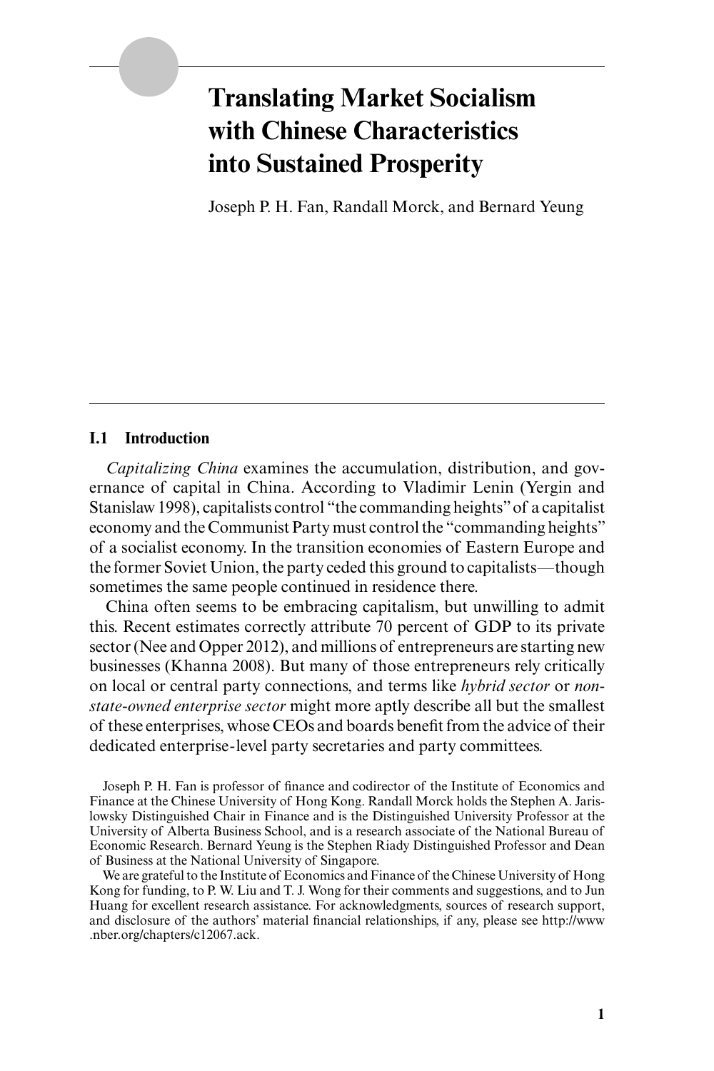# Translating Market Socialism with Chinese Characteristics into Sustained Prosperity

Joseph P. H. Fan, Randall Morck, and Bernard Yeung

## I.1 Introduction

*Capitalizing China* examines the accumulation, distribution, and governance of capital in China. According to Vladimir Lenin (Yergin and Stanislaw 1998), capitalists control "the commanding heights" of a capitalist economy and the Communist Party must control the "commanding heights" of a socialist economy. In the transition economies of Eastern Europe and the former Soviet Union, the party ceded this ground to capitalists—though sometimes the same people continued in residence there.

China often seems to be embracing capitalism, but unwilling to admit this. Recent estimates correctly attribute 70 percent of GDP to its private sector (Nee and Opper 2012), and millions of entrepreneurs are starting new businesses (Khanna 2008). But many of those entrepreneurs rely critically on local or central party connections, and terms like *hybrid sector* or *non-state-owned enterprise sector* might more aptly describe all but the smallest of these enterprises, whose CEOs and boards benefit from the advice of their dedicated enterprise-level party secretaries and party committees.

Joseph P. H. Fan is professor of finance and codirector of the Institute of Economics and Finance at the Chinese University of Hong Kong. Randall Morck holds the Stephen A. Jarislowsky Distinguished Chair in Finance and is the Distinguished University Professor at the University of Alberta Business School, and is a research associate of the National Bureau of Economic Research. Bernard Yeung is the Stephen Riady Distinguished Professor and Dean of Business at the National University of Singapore.

We are grateful to the Institute of Economics and Finance of the Chinese University of Hong Kong for funding, to P. W. Liu and T. J. Wong for their comments and suggestions, and to Jun Huang for excellent research assistance. For acknowledgments, sources of research support, and disclosure of the authors' material financial relationships, if any, please see http://www.nber.org/chapters/c12067.ack.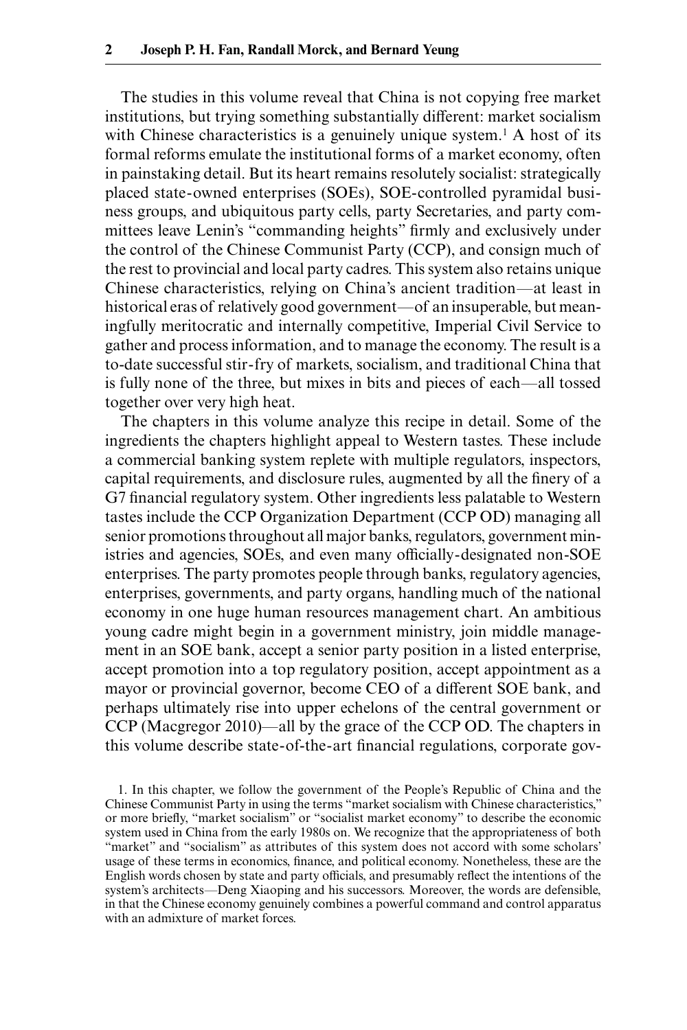The studies in this volume reveal that China is not copying free market institutions, but trying something substantially different: market socialism with Chinese characteristics is a genuinely unique system.[1] A host of its formal reforms emulate the institutional forms of a market economy, often in painstaking detail. But its heart remains resolutely socialist: strategically placed state-owned enterprises (SOEs), SOE-controlled pyramidal business groups, and ubiquitous party cells, party Secretaries, and party committees leave Lenin's "commanding heights" firmly and exclusively under the control of the Chinese Communist Party (CCP), and consign much of the rest to provincial and local party cadres. This system also retains unique Chinese characteristics, relying on China's ancient tradition—at least in historical eras of relatively good government—of an insuperable, but meaningfully meritocratic and internally competitive, Imperial Civil Service to gather and process information, and to manage the economy. The result is a to-date successful stir-fry of markets, socialism, and traditional China that is fully none of the three, but mixes in bits and pieces of each—all tossed together over very high heat.

The chapters in this volume analyze this recipe in detail. Some of the ingredients the chapters highlight appeal to Western tastes. These include a commercial banking system replete with multiple regulators, inspectors, capital requirements, and disclosure rules, augmented by all the finery of a G7 financial regulatory system. Other ingredients less palatable to Western tastes include the CCP Organization Department (CCP OD) managing all senior promotions throughout all major banks, regulators, government ministries and agencies, SOEs, and even many officially-designated non-SOE enterprises. The party promotes people through banks, regulatory agencies, enterprises, governments, and party organs, handling much of the national economy in one huge human resources management chart. An ambitious young cadre might begin in a government ministry, join middle management in an SOE bank, accept a senior party position in a listed enterprise, accept promotion into a top regulatory position, accept appointment as a mayor or provincial governor, become CEO of a different SOE bank, and perhaps ultimately rise into upper echelons of the central government or CCP (Macgregor 2010)—all by the grace of the CCP OD. The chapters in this volume describe state-of-the-art financial regulations, corporate gov-

1. In this chapter, we follow the government of the People's Republic of China and the Chinese Communist Party in using the terms "market socialism with Chinese characteristics," or more briefly, "market socialism" or "socialist market economy" to describe the economic system used in China from the early 1980s on. We recognize that the appropriateness of both "market" and "socialism" as attributes of this system does not accord with some scholars' usage of these terms in economics, finance, and political economy. Nonetheless, these are the English words chosen by state and party officials, and presumably reflect the intentions of the system's architects—Deng Xiaoping and his successors. Moreover, the words are defensible, in that the Chinese economy genuinely combines a powerful command and control apparatus with an admixture of market forces.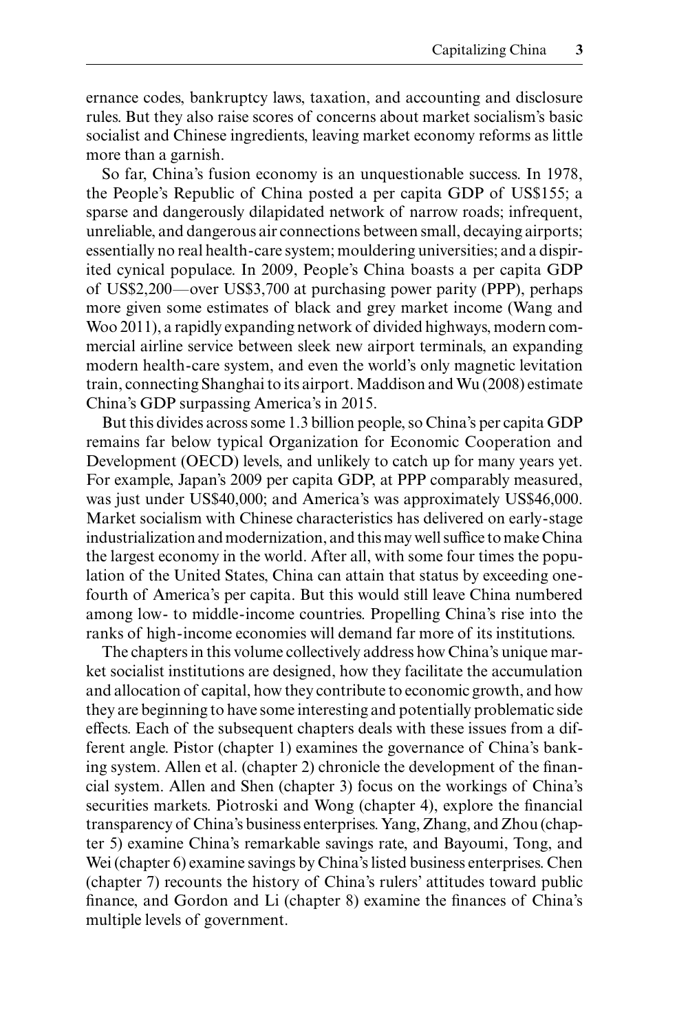ernance codes, bankruptcy laws, taxation, and accounting and disclosure rules. But they also raise scores of concerns about market socialism's basic socialist and Chinese ingredients, leaving market economy reforms as little more than a garnish.

So far, China's fusion economy is an unquestionable success. In 1978, the People's Republic of China posted a per capita GDP of US$155; a sparse and dangerously dilapidated network of narrow roads; infrequent, unreliable, and dangerous air connections between small, decaying airports; essentially no real health-care system; mouldering universities; and a dispirited cynical populace. In 2009, People's China boasts a per capita GDP of US$2,200—over US$3,700 at purchasing power parity (PPP), perhaps more given some estimates of black and grey market income (Wang and Woo 2011), a rapidly expanding network of divided highways, modern commercial airline service between sleek new airport terminals, an expanding modern health-care system, and even the world's only magnetic levitation train, connecting Shanghai to its airport. Maddison and Wu (2008) estimate China's GDP surpassing America's in 2015.

But this divides across some 1.3 billion people, so China's per capita GDP remains far below typical Organization for Economic Cooperation and Development (OECD) levels, and unlikely to catch up for many years yet. For example, Japan's 2009 per capita GDP, at PPP comparably measured, was just under US$40,000; and America's was approximately US$46,000. Market socialism with Chinese characteristics has delivered on early-stage industrialization and modernization, and this may well suffice to make China the largest economy in the world. After all, with some four times the population of the United States, China can attain that status by exceeding one-fourth of America's per capita. But this would still leave China numbered among low- to middle-income countries. Propelling China's rise into the ranks of high-income economies will demand far more of its institutions.

The chapters in this volume collectively address how China's unique market socialist institutions are designed, how they facilitate the accumulation and allocation of capital, how they contribute to economic growth, and how they are beginning to have some interesting and potentially problematic side effects. Each of the subsequent chapters deals with these issues from a different angle. Pistor (chapter 1) examines the governance of China's banking system. Allen et al. (chapter 2) chronicle the development of the financial system. Allen and Shen (chapter 3) focus on the workings of China's securities markets. Piotroski and Wong (chapter 4), explore the financial transparency of China's business enterprises. Yang, Zhang, and Zhou (chapter 5) examine China's remarkable savings rate, and Bayoumi, Tong, and Wei (chapter 6) examine savings by China's listed business enterprises. Chen (chapter 7) recounts the history of China's rulers' attitudes toward public finance, and Gordon and Li (chapter 8) examine the finances of China's multiple levels of government.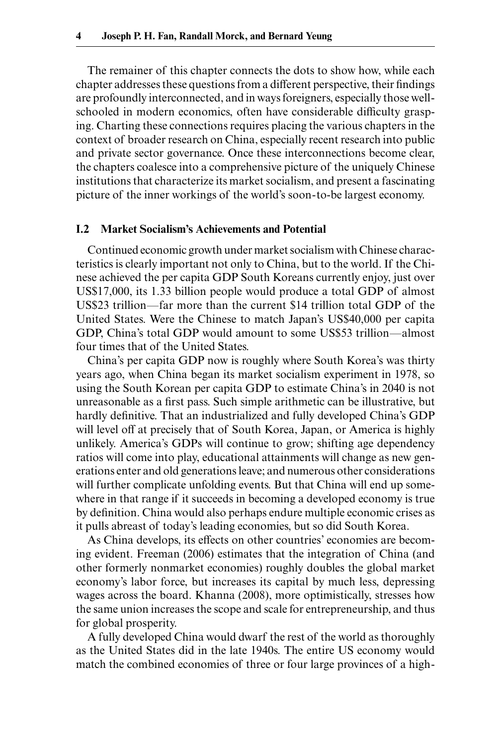The remainer of this chapter connects the dots to show how, while each chapter addresses these questions from a different perspective, their findings are profoundly interconnected, and in ways foreigners, especially those well-schooled in modern economics, often have considerable difficulty grasping. Charting these connections requires placing the various chapters in the context of broader research on China, especially recent research into public and private sector governance. Once these interconnections become clear, the chapters coalesce into a comprehensive picture of the uniquely Chinese institutions that characterize its market socialism, and present a fascinating picture of the inner workings of the world's soon-to-be largest economy.

## I.2 Market Socialism's Achievements and Potential

Continued economic growth under market socialism with Chinese characteristics is clearly important not only to China, but to the world. If the Chinese achieved the per capita GDP South Koreans currently enjoy, just over US$17,000, its 1.33 billion people would produce a total GDP of almost US$23 trillion—far more than the current $14 trillion total GDP of the United States. Were the Chinese to match Japan's US$40,000 per capita GDP, China's total GDP would amount to some US$53 trillion—almost four times that of the United States.

China's per capita GDP now is roughly where South Korea's was thirty years ago, when China began its market socialism experiment in 1978, so using the South Korean per capita GDP to estimate China's in 2040 is not unreasonable as a first pass. Such simple arithmetic can be illustrative, but hardly definitive. That an industrialized and fully developed China's GDP will level off at precisely that of South Korea, Japan, or America is highly unlikely. America's GDPs will continue to grow; shifting age dependency ratios will come into play, educational attainments will change as new generations enter and old generations leave; and numerous other considerations will further complicate unfolding events. But that China will end up somewhere in that range if it succeeds in becoming a developed economy is true by definition. China would also perhaps endure multiple economic crises as it pulls abreast of today's leading economies, but so did South Korea.

As China develops, its effects on other countries' economies are becoming evident. Freeman (2006) estimates that the integration of China (and other formerly nonmarket economies) roughly doubles the global market economy's labor force, but increases its capital by much less, depressing wages across the board. Khanna (2008), more optimistically, stresses how the same union increases the scope and scale for entrepreneurship, and thus for global prosperity.

A fully developed China would dwarf the rest of the world as thoroughly as the United States did in the late 1940s. The entire US economy would match the combined economies of three or four large provinces of a high-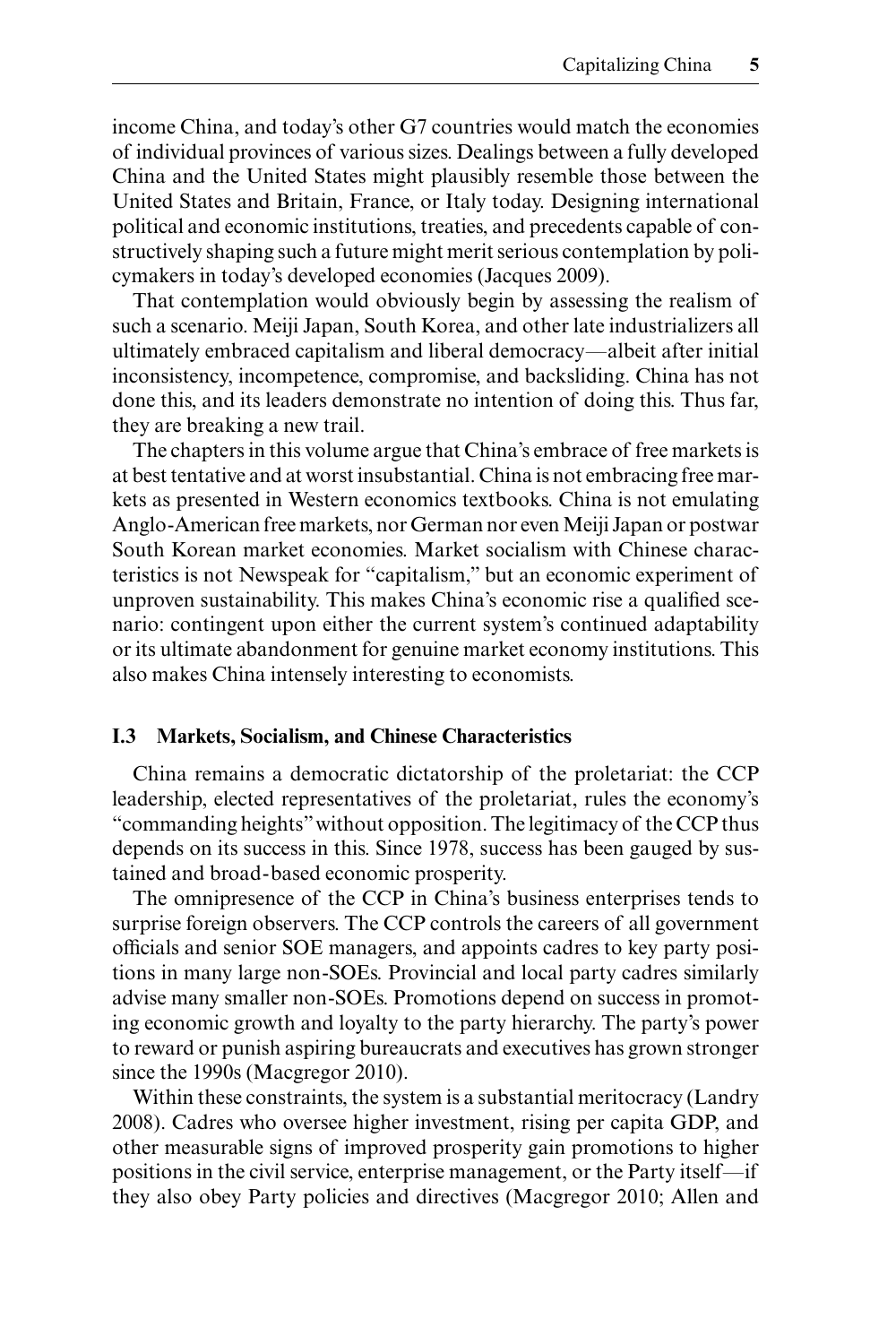income China, and today's other G7 countries would match the economies of individual provinces of various sizes. Dealings between a fully developed China and the United States might plausibly resemble those between the United States and Britain, France, or Italy today. Designing international political and economic institutions, treaties, and precedents capable of constructively shaping such a future might merit serious contemplation by policymakers in today's developed economies (Jacques 2009).

That contemplation would obviously begin by assessing the realism of such a scenario. Meiji Japan, South Korea, and other late industrializers all ultimately embraced capitalism and liberal democracy—albeit after initial inconsistency, incompetence, compromise, and backsliding. China has not done this, and its leaders demonstrate no intention of doing this. Thus far, they are breaking a new trail.

The chapters in this volume argue that China's embrace of free markets is at best tentative and at worst insubstantial. China is not embracing free markets as presented in Western economics textbooks. China is not emulating Anglo-American free markets, nor German nor even Meiji Japan or postwar South Korean market economies. Market socialism with Chinese characteristics is not Newspeak for "capitalism," but an economic experiment of unproven sustainability. This makes China's economic rise a qualified scenario: contingent upon either the current system's continued adaptability or its ultimate abandonment for genuine market economy institutions. This also makes China intensely interesting to economists.

## I.3 Markets, Socialism, and Chinese Characteristics

China remains a democratic dictatorship of the proletariat: the CCP leadership, elected representatives of the proletariat, rules the economy's "commanding heights" without opposition. The legitimacy of the CCP thus depends on its success in this. Since 1978, success has been gauged by sustained and broad-based economic prosperity.

The omnipresence of the CCP in China's business enterprises tends to surprise foreign observers. The CCP controls the careers of all government officials and senior SOE managers, and appoints cadres to key party positions in many large non-SOEs. Provincial and local party cadres similarly advise many smaller non-SOEs. Promotions depend on success in promoting economic growth and loyalty to the party hierarchy. The party's power to reward or punish aspiring bureaucrats and executives has grown stronger since the 1990s (Macgregor 2010).

Within these constraints, the system is a substantial meritocracy (Landry 2008). Cadres who oversee higher investment, rising per capita GDP, and other measurable signs of improved prosperity gain promotions to higher positions in the civil service, enterprise management, or the Party itself—if they also obey Party policies and directives (Macgregor 2010; Allen and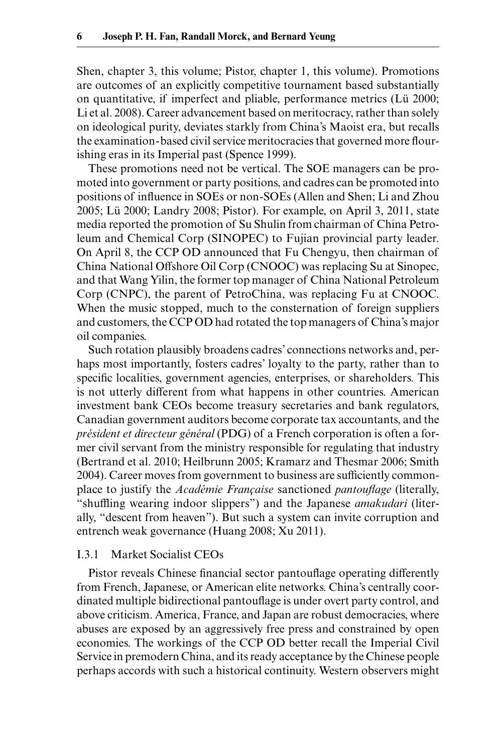Shen, chapter 3, this volume; Pistor, chapter 1, this volume). Promotions are outcomes of an explicitly competitive tournament based substantially on quantitative, if imperfect and pliable, performance metrics (Lü 2000; Li et al. 2008). Career advancement based on meritocracy, rather than solely on ideological purity, deviates starkly from China's Maoist era, but recalls the examination-based civil service meritocracies that governed more flourishing eras in its Imperial past (Spence 1999).

These promotions need not be vertical. The SOE managers can be promoted into government or party positions, and cadres can be promoted into positions of influence in SOEs or non-SOEs (Allen and Shen; Li and Zhou 2005; Lü 2000; Landry 2008; Pistor). For example, on April 3, 2011, state media reported the promotion of Su Shulin from chairman of China Petroleum and Chemical Corp (SINOPEC) to Fujian provincial party leader. On April 8, the CCP OD announced that Fu Chengyu, then chairman of China National Offshore Oil Corp (CNOOC) was replacing Su at Sinopec, and that Wang Yilin, the former top manager of China National Petroleum Corp (CNPC), the parent of PetroChina, was replacing Fu at CNOOC. When the music stopped, much to the consternation of foreign suppliers and customers, the CCP OD had rotated the top managers of China's major oil companies.

Such rotation plausibly broadens cadres' connections networks and, perhaps most importantly, fosters cadres' loyalty to the party, rather than to specific localities, government agencies, enterprises, or shareholders. This is not utterly different from what happens in other countries. American investment bank CEOs become treasury secretaries and bank regulators, Canadian government auditors become corporate tax accountants, and the *président et directeur général* (PDG) of a French corporation is often a former civil servant from the ministry responsible for regulating that industry (Bertrand et al. 2010; Heilbrunn 2005; Kramarz and Thesmar 2006; Smith 2004). Career moves from government to business are sufficiently commonplace to justify the *Académie Française* sanctioned *pantouflage* (literally, "shuffling wearing indoor slippers") and the Japanese *amakudari* (literally, "descent from heaven"). But such a system can invite corruption and entrench weak governance (Huang 2008; Xu 2011).

### I.3.1 Market Socialist CEOs

Pistor reveals Chinese financial sector pantouflage operating differently from French, Japanese, or American elite networks. China's centrally coordinated multiple bidirectional pantouflage is under overt party control, and above criticism. America, France, and Japan are robust democracies, where abuses are exposed by an aggressively free press and constrained by open economies. The workings of the CCP OD better recall the Imperial Civil Service in premodern China, and its ready acceptance by the Chinese people perhaps accords with such a historical continuity. Western observers might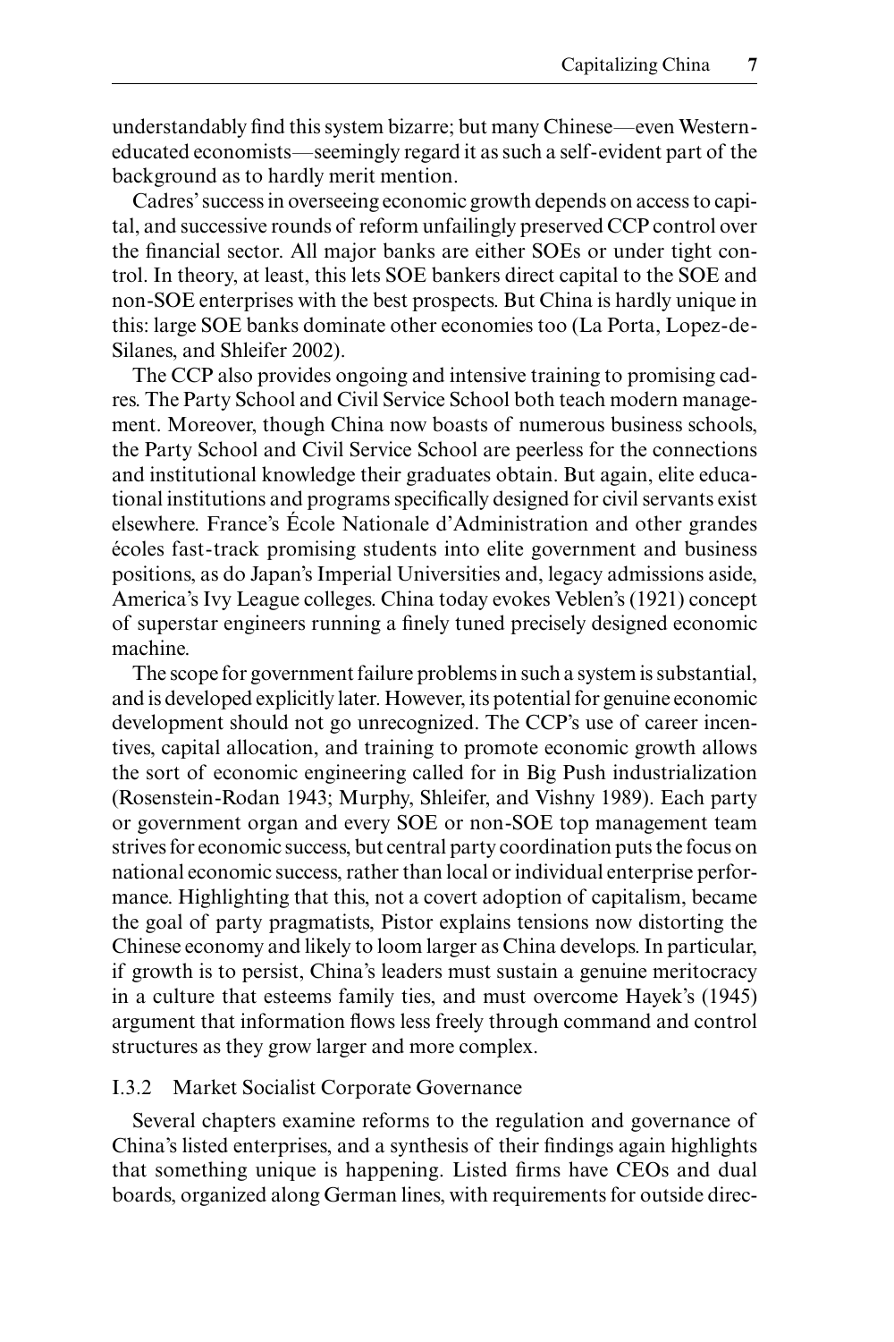understandably find this system bizarre; but many Chinese—even Western-educated economists—seemingly regard it as such a self-evident part of the background as to hardly merit mention.

Cadres' success in overseeing economic growth depends on access to capital, and successive rounds of reform unfailingly preserved CCP control over the financial sector. All major banks are either SOEs or under tight control. In theory, at least, this lets SOE bankers direct capital to the SOE and non-SOE enterprises with the best prospects. But China is hardly unique in this: large SOE banks dominate other economies too (La Porta, Lopez-de-Silanes, and Shleifer 2002).

The CCP also provides ongoing and intensive training to promising cadres. The Party School and Civil Service School both teach modern management. Moreover, though China now boasts of numerous business schools, the Party School and Civil Service School are peerless for the connections and institutional knowledge their graduates obtain. But again, elite educational institutions and programs specifically designed for civil servants exist elsewhere. France's École Nationale d'Administration and other grandes écoles fast-track promising students into elite government and business positions, as do Japan's Imperial Universities and, legacy admissions aside, America's Ivy League colleges. China today evokes Veblen's (1921) concept of superstar engineers running a finely tuned precisely designed economic machine.

The scope for government failure problems in such a system is substantial, and is developed explicitly later. However, its potential for genuine economic development should not go unrecognized. The CCP's use of career incentives, capital allocation, and training to promote economic growth allows the sort of economic engineering called for in Big Push industrialization (Rosenstein-Rodan 1943; Murphy, Shleifer, and Vishny 1989). Each party or government organ and every SOE or non-SOE top management team strives for economic success, but central party coordination puts the focus on national economic success, rather than local or individual enterprise performance. Highlighting that this, not a covert adoption of capitalism, became the goal of party pragmatists, Pistor explains tensions now distorting the Chinese economy and likely to loom larger as China develops. In particular, if growth is to persist, China's leaders must sustain a genuine meritocracy in a culture that esteems family ties, and must overcome Hayek's (1945) argument that information flows less freely through command and control structures as they grow larger and more complex.

### I.3.2 Market Socialist Corporate Governance

Several chapters examine reforms to the regulation and governance of China's listed enterprises, and a synthesis of their findings again highlights that something unique is happening. Listed firms have CEOs and dual boards, organized along German lines, with requirements for outside direc-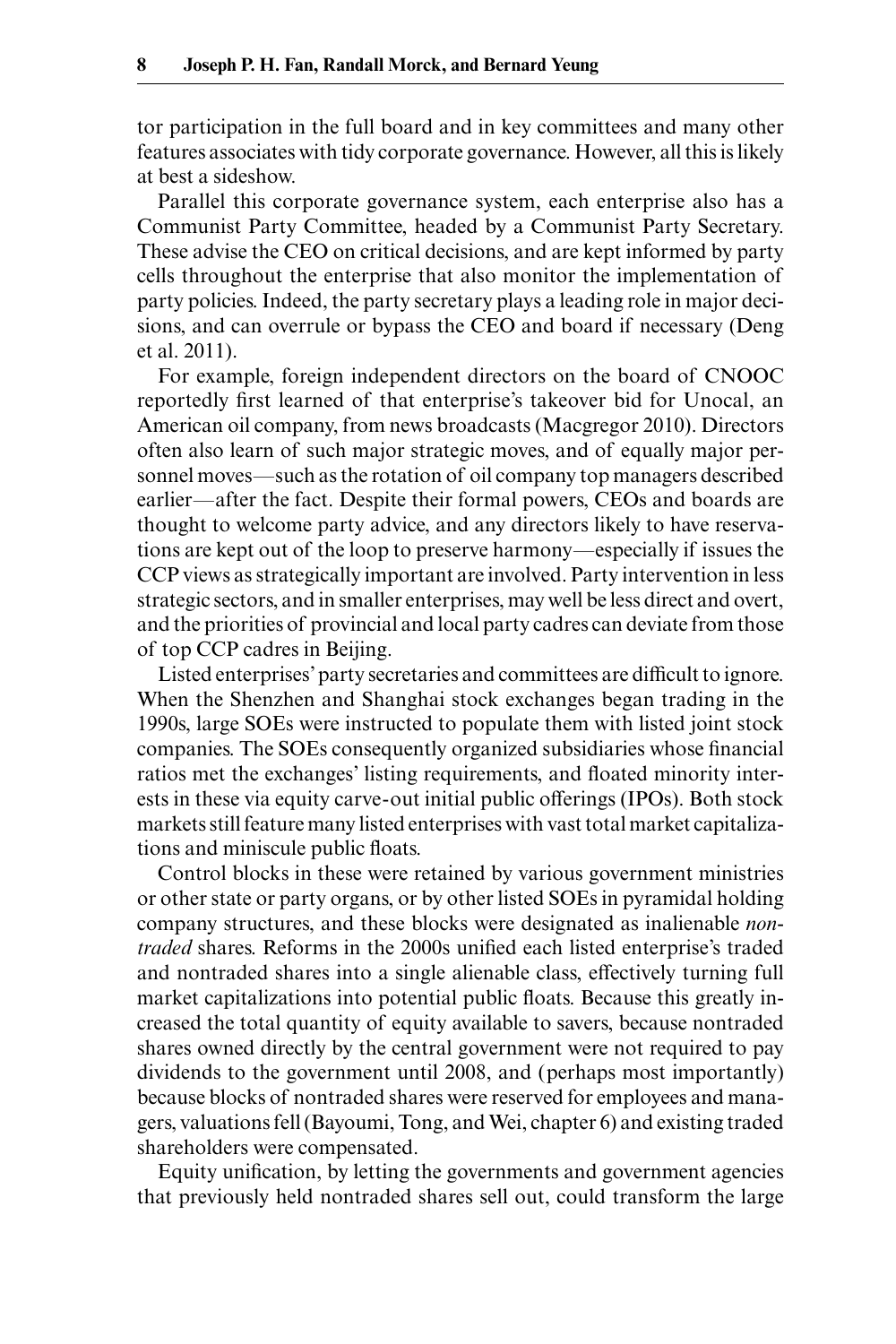tor participation in the full board and in key committees and many other features associates with tidy corporate governance. However, all this is likely at best a sideshow.

Parallel this corporate governance system, each enterprise also has a Communist Party Committee, headed by a Communist Party Secretary. These advise the CEO on critical decisions, and are kept informed by party cells throughout the enterprise that also monitor the implementation of party policies. Indeed, the party secretary plays a leading role in major decisions, and can overrule or bypass the CEO and board if necessary (Deng et al. 2011).

For example, foreign independent directors on the board of CNOOC reportedly first learned of that enterprise's takeover bid for Unocal, an American oil company, from news broadcasts (Macgregor 2010). Directors often also learn of such major strategic moves, and of equally major personnel moves—such as the rotation of oil company top managers described earlier—after the fact. Despite their formal powers, CEOs and boards are thought to welcome party advice, and any directors likely to have reservations are kept out of the loop to preserve harmony—especially if issues the CCP views as strategically important are involved. Party intervention in less strategic sectors, and in smaller enterprises, may well be less direct and overt, and the priorities of provincial and local party cadres can deviate from those of top CCP cadres in Beijing.

Listed enterprises' party secretaries and committees are difficult to ignore. When the Shenzhen and Shanghai stock exchanges began trading in the 1990s, large SOEs were instructed to populate them with listed joint stock companies. The SOEs consequently organized subsidiaries whose financial ratios met the exchanges' listing requirements, and floated minority interests in these via equity carve-out initial public offerings (IPOs). Both stock markets still feature many listed enterprises with vast total market capitalizations and miniscule public floats.

Control blocks in these were retained by various government ministries or other state or party organs, or by other listed SOEs in pyramidal holding company structures, and these blocks were designated as inalienable *nontraded* shares. Reforms in the 2000s unified each listed enterprise's traded and nontraded shares into a single alienable class, effectively turning full market capitalizations into potential public floats. Because this greatly increased the total quantity of equity available to savers, because nontraded shares owned directly by the central government were not required to pay dividends to the government until 2008, and (perhaps most importantly) because blocks of nontraded shares were reserved for employees and managers, valuations fell (Bayoumi, Tong, and Wei, chapter 6) and existing traded shareholders were compensated.

Equity unification, by letting the governments and government agencies that previously held nontraded shares sell out, could transform the large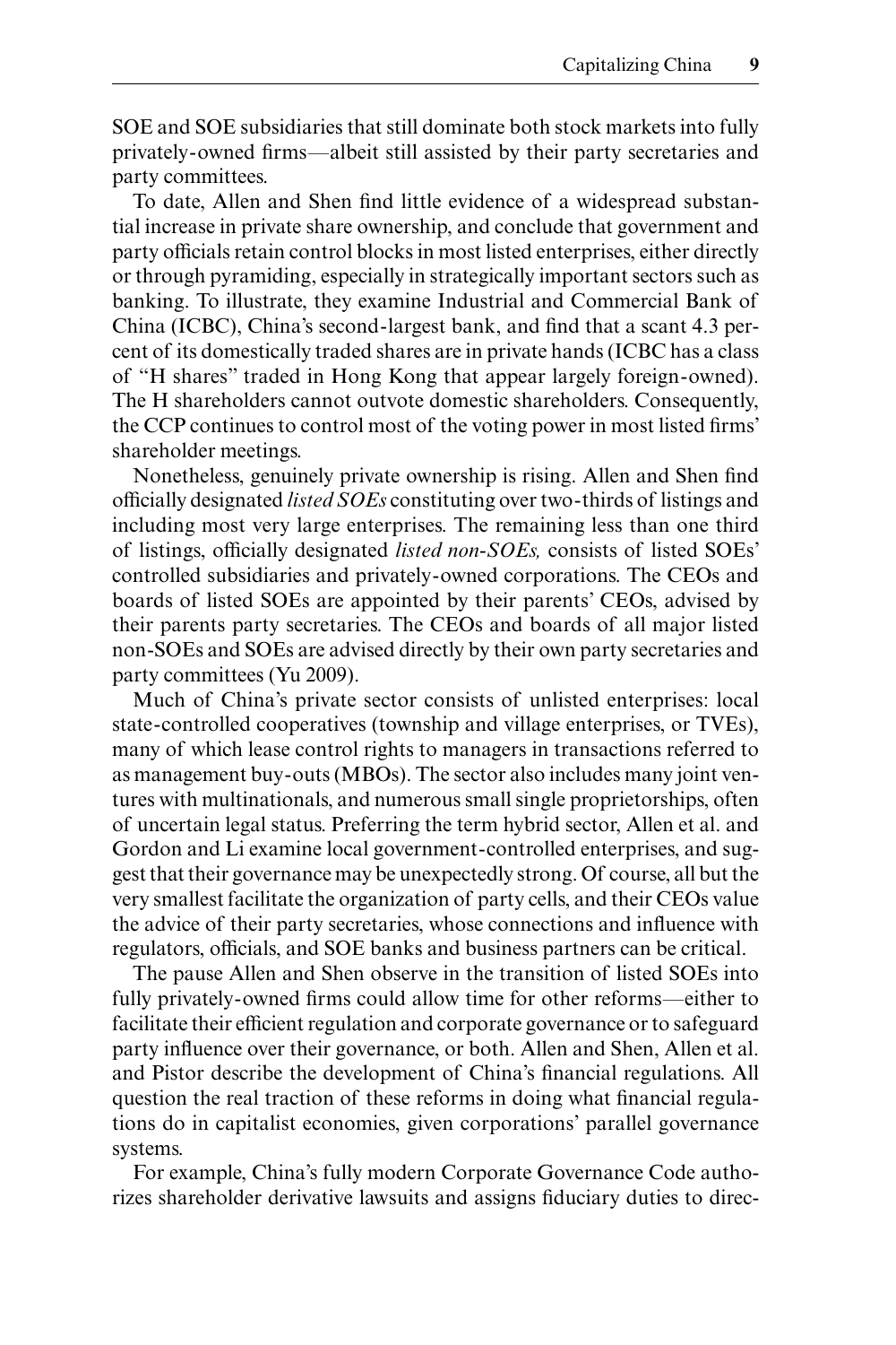SOE and SOE subsidiaries that still dominate both stock markets into fully privately-owned firms—albeit still assisted by their party secretaries and party committees.

To date, Allen and Shen find little evidence of a widespread substantial increase in private share ownership, and conclude that government and party officials retain control blocks in most listed enterprises, either directly or through pyramiding, especially in strategically important sectors such as banking. To illustrate, they examine Industrial and Commercial Bank of China (ICBC), China's second-largest bank, and find that a scant 4.3 percent of its domestically traded shares are in private hands (ICBC has a class of "H shares" traded in Hong Kong that appear largely foreign-owned). The H shareholders cannot outvote domestic shareholders. Consequently, the CCP continues to control most of the voting power in most listed firms' shareholder meetings.

Nonetheless, genuinely private ownership is rising. Allen and Shen find officially designated *listed SOEs* constituting over two-thirds of listings and including most very large enterprises. The remaining less than one third of listings, officially designated *listed non-SOEs,* consists of listed SOEs' controlled subsidiaries and privately-owned corporations. The CEOs and boards of listed SOEs are appointed by their parents' CEOs, advised by their parents party secretaries. The CEOs and boards of all major listed non-SOEs and SOEs are advised directly by their own party secretaries and party committees (Yu 2009).

Much of China's private sector consists of unlisted enterprises: local state-controlled cooperatives (township and village enterprises, or TVEs), many of which lease control rights to managers in transactions referred to as management buy-outs (MBOs). The sector also includes many joint ventures with multinationals, and numerous small single proprietorships, often of uncertain legal status. Preferring the term hybrid sector, Allen et al. and Gordon and Li examine local government-controlled enterprises, and suggest that their governance may be unexpectedly strong. Of course, all but the very smallest facilitate the organization of party cells, and their CEOs value the advice of their party secretaries, whose connections and influence with regulators, officials, and SOE banks and business partners can be critical.

The pause Allen and Shen observe in the transition of listed SOEs into fully privately-owned firms could allow time for other reforms—either to facilitate their efficient regulation and corporate governance or to safeguard party influence over their governance, or both. Allen and Shen, Allen et al. and Pistor describe the development of China's financial regulations. All question the real traction of these reforms in doing what financial regulations do in capitalist economies, given corporations' parallel governance systems.

For example, China's fully modern Corporate Governance Code authorizes shareholder derivative lawsuits and assigns fiduciary duties to direc-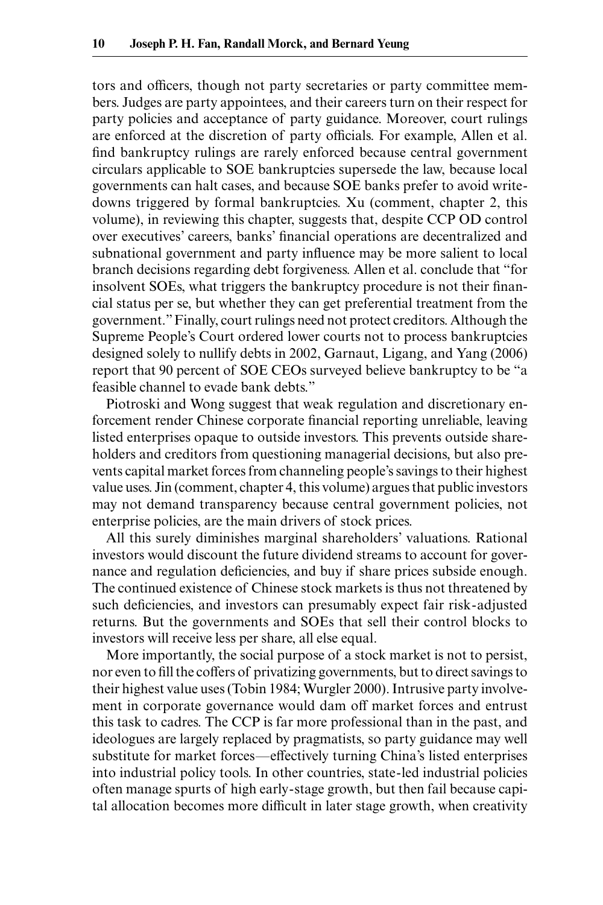tors and officers, though not party secretaries or party committee members. Judges are party appointees, and their careers turn on their respect for party policies and acceptance of party guidance. Moreover, court rulings are enforced at the discretion of party officials. For example, Allen et al. find bankruptcy rulings are rarely enforced because central government circulars applicable to SOE bankruptcies supersede the law, because local governments can halt cases, and because SOE banks prefer to avoid write-downs triggered by formal bankruptcies. Xu (comment, chapter 2, this volume), in reviewing this chapter, suggests that, despite CCP OD control over executives' careers, banks' financial operations are decentralized and subnational government and party influence may be more salient to local branch decisions regarding debt forgiveness. Allen et al. conclude that "for insolvent SOEs, what triggers the bankruptcy procedure is not their financial status per se, but whether they can get preferential treatment from the government." Finally, court rulings need not protect creditors. Although the Supreme People's Court ordered lower courts not to process bankruptcies designed solely to nullify debts in 2002, Garnaut, Ligang, and Yang (2006) report that 90 percent of SOE CEOs surveyed believe bankruptcy to be "a feasible channel to evade bank debts."

Piotroski and Wong suggest that weak regulation and discretionary enforcement render Chinese corporate financial reporting unreliable, leaving listed enterprises opaque to outside investors. This prevents outside shareholders and creditors from questioning managerial decisions, but also prevents capital market forces from channeling people's savings to their highest value uses. Jin (comment, chapter 4, this volume) argues that public investors may not demand transparency because central government policies, not enterprise policies, are the main drivers of stock prices.

All this surely diminishes marginal shareholders' valuations. Rational investors would discount the future dividend streams to account for governance and regulation deficiencies, and buy if share prices subside enough. The continued existence of Chinese stock markets is thus not threatened by such deficiencies, and investors can presumably expect fair risk-adjusted returns. But the governments and SOEs that sell their control blocks to investors will receive less per share, all else equal.

More importantly, the social purpose of a stock market is not to persist, nor even to fill the coffers of privatizing governments, but to direct savings to their highest value uses (Tobin 1984; Wurgler 2000). Intrusive party involvement in corporate governance would dam off market forces and entrust this task to cadres. The CCP is far more professional than in the past, and ideologues are largely replaced by pragmatists, so party guidance may well substitute for market forces—effectively turning China's listed enterprises into industrial policy tools. In other countries, state-led industrial policies often manage spurts of high early-stage growth, but then fail because capital allocation becomes more difficult in later stage growth, when creativity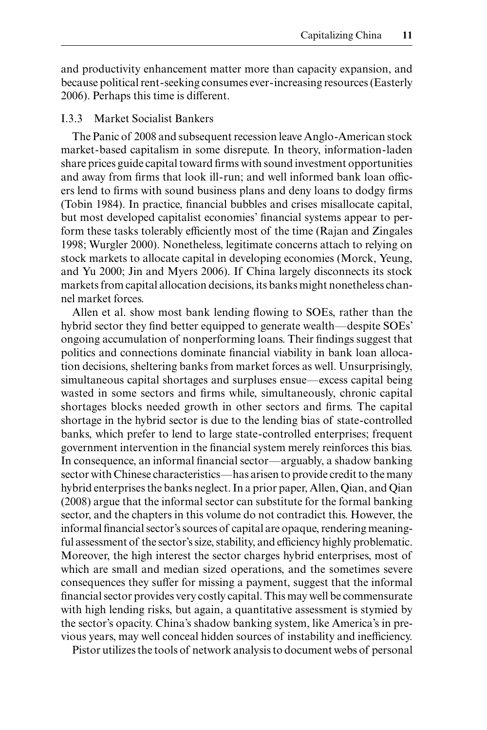and productivity enhancement matter more than capacity expansion, and because political rent-seeking consumes ever-increasing resources (Easterly 2006). Perhaps this time is different.

### I.3.3 Market Socialist Bankers

The Panic of 2008 and subsequent recession leave Anglo-American stock market-based capitalism in some disrepute. In theory, information-laden share prices guide capital toward firms with sound investment opportunities and away from firms that look ill-run; and well informed bank loan officers lend to firms with sound business plans and deny loans to dodgy firms (Tobin 1984). In practice, financial bubbles and crises misallocate capital, but most developed capitalist economies' financial systems appear to perform these tasks tolerably efficiently most of the time (Rajan and Zingales 1998; Wurgler 2000). Nonetheless, legitimate concerns attach to relying on stock markets to allocate capital in developing economies (Morck, Yeung, and Yu 2000; Jin and Myers 2006). If China largely disconnects its stock markets from capital allocation decisions, its banks might nonetheless channel market forces.

Allen et al. show most bank lending flowing to SOEs, rather than the hybrid sector they find better equipped to generate wealth—despite SOEs' ongoing accumulation of nonperforming loans. Their findings suggest that politics and connections dominate financial viability in bank loan allocation decisions, sheltering banks from market forces as well. Unsurprisingly, simultaneous capital shortages and surpluses ensue—excess capital being wasted in some sectors and firms while, simultaneously, chronic capital shortages blocks needed growth in other sectors and firms. The capital shortage in the hybrid sector is due to the lending bias of state-controlled banks, which prefer to lend to large state-controlled enterprises; frequent government intervention in the financial system merely reinforces this bias. In consequence, an informal financial sector—arguably, a shadow banking sector with Chinese characteristics—has arisen to provide credit to the many hybrid enterprises the banks neglect. In a prior paper, Allen, Qian, and Qian (2008) argue that the informal sector can substitute for the formal banking sector, and the chapters in this volume do not contradict this. However, the informal financial sector's sources of capital are opaque, rendering meaningful assessment of the sector's size, stability, and efficiency highly problematic. Moreover, the high interest the sector charges hybrid enterprises, most of which are small and median sized operations, and the sometimes severe consequences they suffer for missing a payment, suggest that the informal financial sector provides very costly capital. This may well be commensurate with high lending risks, but again, a quantitative assessment is stymied by the sector's opacity. China's shadow banking system, like America's in previous years, may well conceal hidden sources of instability and inefficiency.

Pistor utilizes the tools of network analysis to document webs of personal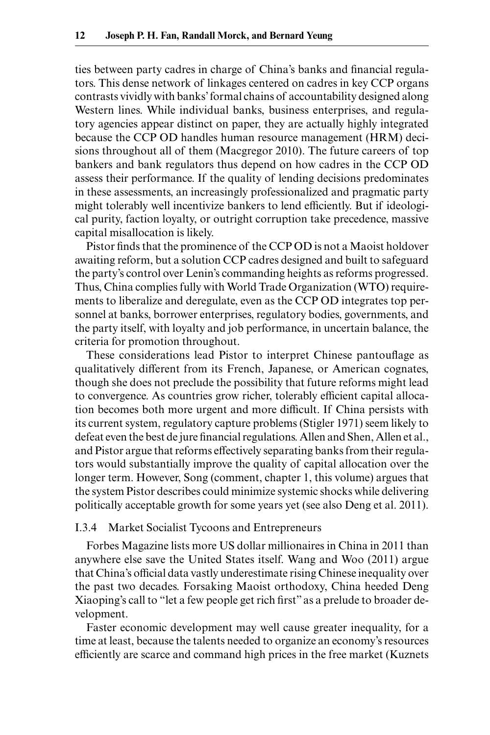ties between party cadres in charge of China's banks and financial regulators. This dense network of linkages centered on cadres in key CCP organs contrasts vividly with banks' formal chains of accountability designed along Western lines. While individual banks, business enterprises, and regulatory agencies appear distinct on paper, they are actually highly integrated because the CCP OD handles human resource management (HRM) decisions throughout all of them (Macgregor 2010). The future careers of top bankers and bank regulators thus depend on how cadres in the CCP OD assess their performance. If the quality of lending decisions predominates in these assessments, an increasingly professionalized and pragmatic party might tolerably well incentivize bankers to lend efficiently. But if ideological purity, faction loyalty, or outright corruption take precedence, massive capital misallocation is likely.

Pistor finds that the prominence of the CCP OD is not a Maoist holdover awaiting reform, but a solution CCP cadres designed and built to safeguard the party's control over Lenin's commanding heights as reforms progressed. Thus, China complies fully with World Trade Organization (WTO) requirements to liberalize and deregulate, even as the CCP OD integrates top personnel at banks, borrower enterprises, regulatory bodies, governments, and the party itself, with loyalty and job performance, in uncertain balance, the criteria for promotion throughout.

These considerations lead Pistor to interpret Chinese pantouflage as qualitatively different from its French, Japanese, or American cognates, though she does not preclude the possibility that future reforms might lead to convergence. As countries grow richer, tolerably efficient capital allocation becomes both more urgent and more difficult. If China persists with its current system, regulatory capture problems (Stigler 1971) seem likely to defeat even the best de jure financial regulations. Allen and Shen, Allen et al., and Pistor argue that reforms effectively separating banks from their regulators would substantially improve the quality of capital allocation over the longer term. However, Song (comment, chapter 1, this volume) argues that the system Pistor describes could minimize systemic shocks while delivering politically acceptable growth for some years yet (see also Deng et al. 2011).

### I.3.4 Market Socialist Tycoons and Entrepreneurs

Forbes Magazine lists more US dollar millionaires in China in 2011 than anywhere else save the United States itself. Wang and Woo (2011) argue that China's official data vastly underestimate rising Chinese inequality over the past two decades. Forsaking Maoist orthodoxy, China heeded Deng Xiaoping's call to "let a few people get rich first" as a prelude to broader development.

Faster economic development may well cause greater inequality, for a time at least, because the talents needed to organize an economy's resources efficiently are scarce and command high prices in the free market (Kuznets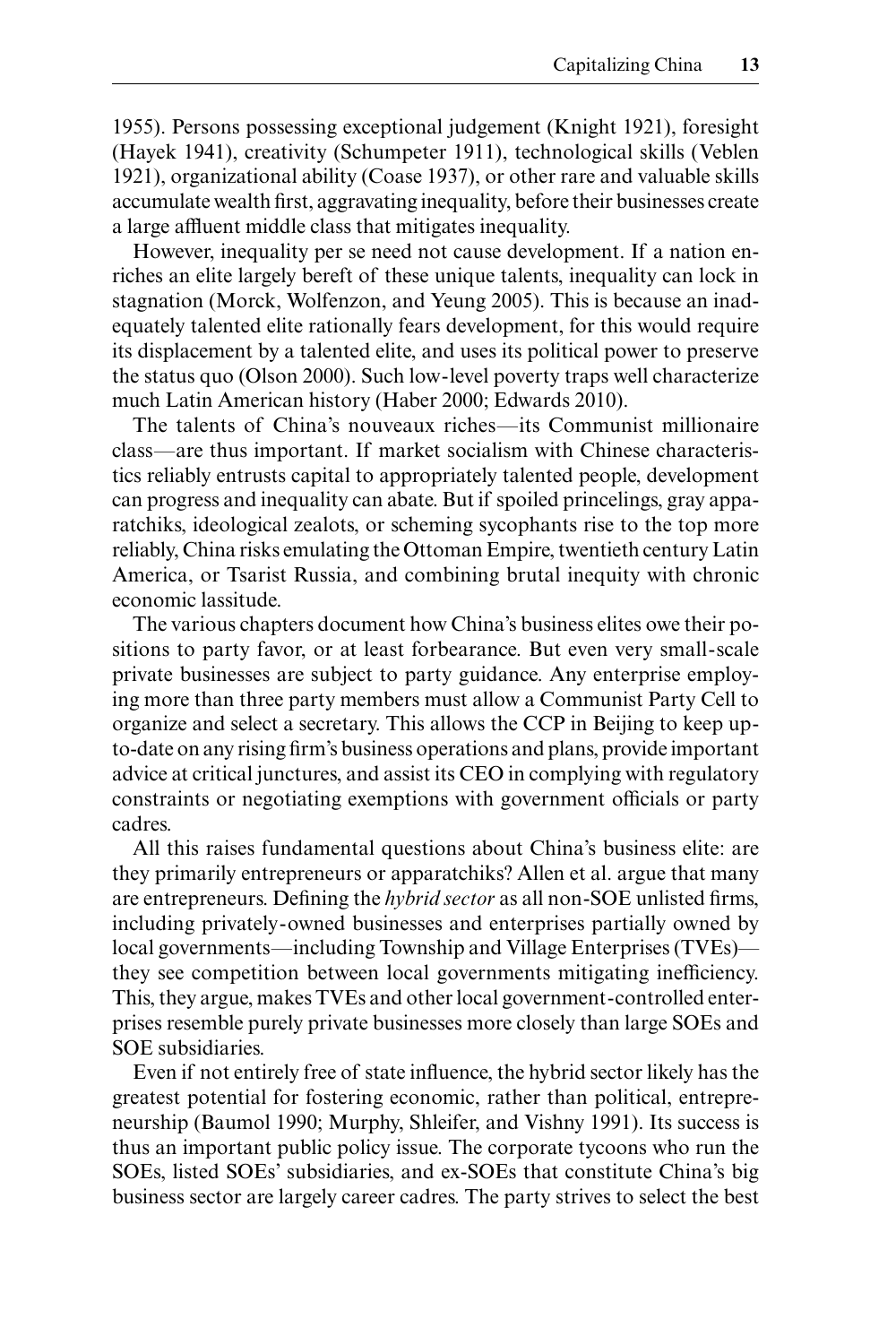1955). Persons possessing exceptional judgement (Knight 1921), foresight (Hayek 1941), creativity (Schumpeter 1911), technological skills (Veblen 1921), organizational ability (Coase 1937), or other rare and valuable skills accumulate wealth first, aggravating inequality, before their businesses create a large affluent middle class that mitigates inequality.

However, inequality per se need not cause development. If a nation enriches an elite largely bereft of these unique talents, inequality can lock in stagnation (Morck, Wolfenzon, and Yeung 2005). This is because an inadequately talented elite rationally fears development, for this would require its displacement by a talented elite, and uses its political power to preserve the status quo (Olson 2000). Such low-level poverty traps well characterize much Latin American history (Haber 2000; Edwards 2010).

The talents of China's nouveaux riches—its Communist millionaire class—are thus important. If market socialism with Chinese characteristics reliably entrusts capital to appropriately talented people, development can progress and inequality can abate. But if spoiled princelings, gray apparatchiks, ideological zealots, or scheming sycophants rise to the top more reliably, China risks emulating the Ottoman Empire, twentieth century Latin America, or Tsarist Russia, and combining brutal inequity with chronic economic lassitude.

The various chapters document how China's business elites owe their positions to party favor, or at least forbearance. But even very small-scale private businesses are subject to party guidance. Any enterprise employing more than three party members must allow a Communist Party Cell to organize and select a secretary. This allows the CCP in Beijing to keep up-to-date on any rising firm's business operations and plans, provide important advice at critical junctures, and assist its CEO in complying with regulatory constraints or negotiating exemptions with government officials or party cadres.

All this raises fundamental questions about China's business elite: are they primarily entrepreneurs or apparatchiks? Allen et al. argue that many are entrepreneurs. Defining the *hybrid sector* as all non-SOE unlisted firms, including privately-owned businesses and enterprises partially owned by local governments—including Township and Village Enterprises (TVEs)—they see competition between local governments mitigating inefficiency. This, they argue, makes TVEs and other local government-controlled enterprises resemble purely private businesses more closely than large SOEs and SOE subsidiaries.

Even if not entirely free of state influence, the hybrid sector likely has the greatest potential for fostering economic, rather than political, entrepreneurship (Baumol 1990; Murphy, Shleifer, and Vishny 1991). Its success is thus an important public policy issue. The corporate tycoons who run the SOEs, listed SOEs' subsidiaries, and ex-SOEs that constitute China's big business sector are largely career cadres. The party strives to select the best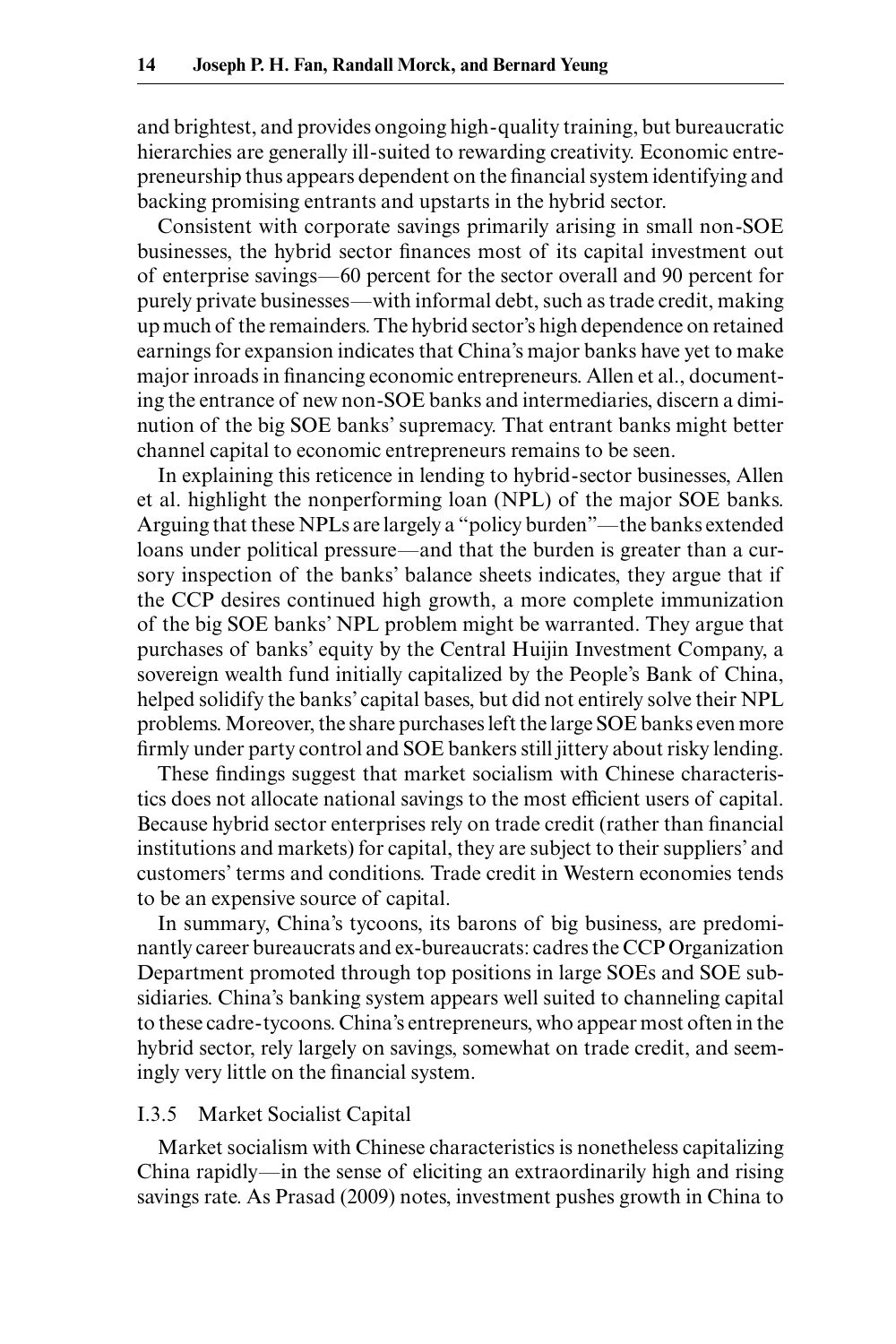and brightest, and provides ongoing high-quality training, but bureaucratic hierarchies are generally ill-suited to rewarding creativity. Economic entrepreneurship thus appears dependent on the financial system identifying and backing promising entrants and upstarts in the hybrid sector.

Consistent with corporate savings primarily arising in small non-SOE businesses, the hybrid sector finances most of its capital investment out of enterprise savings—60 percent for the sector overall and 90 percent for purely private businesses—with informal debt, such as trade credit, making up much of the remainders. The hybrid sector's high dependence on retained earnings for expansion indicates that China's major banks have yet to make major inroads in financing economic entrepreneurs. Allen et al., documenting the entrance of new non-SOE banks and intermediaries, discern a diminution of the big SOE banks' supremacy. That entrant banks might better channel capital to economic entrepreneurs remains to be seen.

In explaining this reticence in lending to hybrid-sector businesses, Allen et al. highlight the nonperforming loan (NPL) of the major SOE banks. Arguing that these NPLs are largely a "policy burden"—the banks extended loans under political pressure—and that the burden is greater than a cursory inspection of the banks' balance sheets indicates, they argue that if the CCP desires continued high growth, a more complete immunization of the big SOE banks' NPL problem might be warranted. They argue that purchases of banks' equity by the Central Huijin Investment Company, a sovereign wealth fund initially capitalized by the People's Bank of China, helped solidify the banks' capital bases, but did not entirely solve their NPL problems. Moreover, the share purchases left the large SOE banks even more firmly under party control and SOE bankers still jittery about risky lending.

These findings suggest that market socialism with Chinese characteristics does not allocate national savings to the most efficient users of capital. Because hybrid sector enterprises rely on trade credit (rather than financial institutions and markets) for capital, they are subject to their suppliers' and customers' terms and conditions. Trade credit in Western economies tends to be an expensive source of capital.

In summary, China's tycoons, its barons of big business, are predominantly career bureaucrats and ex-bureaucrats: cadres the CCP Organization Department promoted through top positions in large SOEs and SOE subsidiaries. China's banking system appears well suited to channeling capital to these cadre-tycoons. China's entrepreneurs, who appear most often in the hybrid sector, rely largely on savings, somewhat on trade credit, and seemingly very little on the financial system.

### I.3.5 Market Socialist Capital

Market socialism with Chinese characteristics is nonetheless capitalizing China rapidly—in the sense of eliciting an extraordinarily high and rising savings rate. As Prasad (2009) notes, investment pushes growth in China to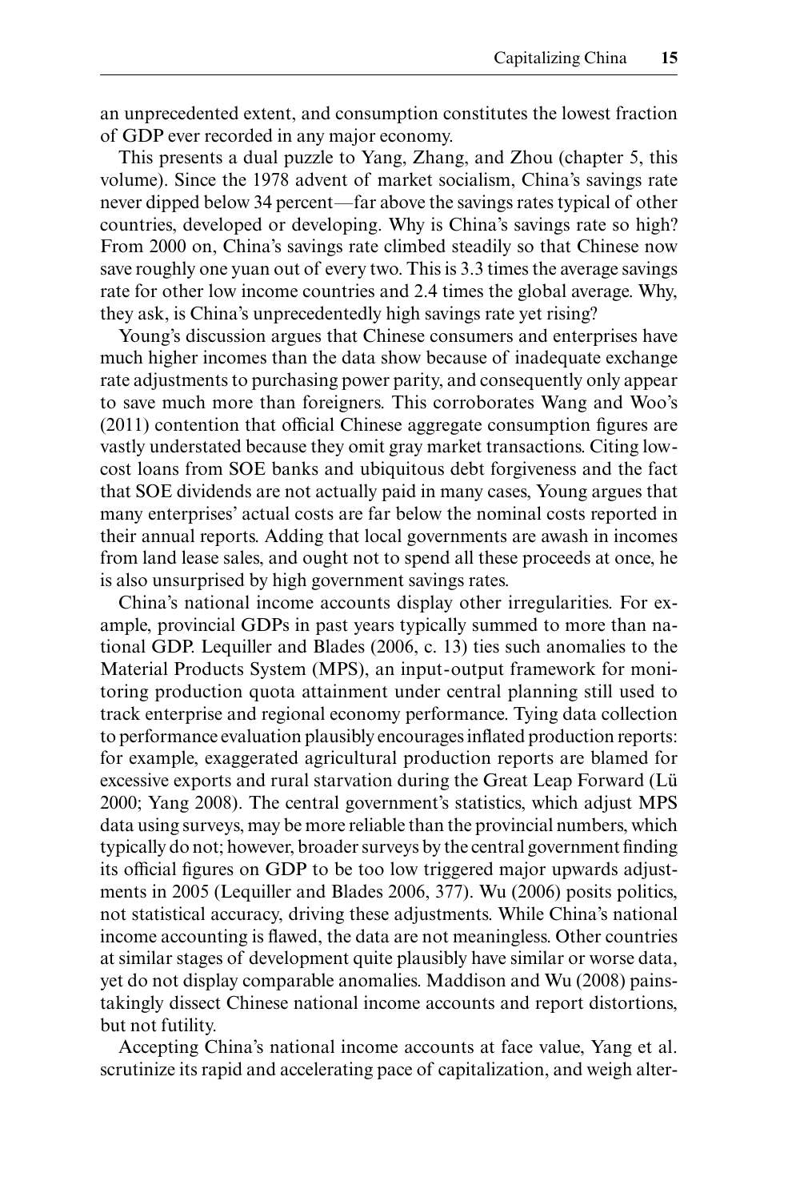an unprecedented extent, and consumption constitutes the lowest fraction of GDP ever recorded in any major economy.

This presents a dual puzzle to Yang, Zhang, and Zhou (chapter 5, this volume). Since the 1978 advent of market socialism, China's savings rate never dipped below 34 percent—far above the savings rates typical of other countries, developed or developing. Why is China's savings rate so high? From 2000 on, China's savings rate climbed steadily so that Chinese now save roughly one yuan out of every two. This is 3.3 times the average savings rate for other low income countries and 2.4 times the global average. Why, they ask, is China's unprecedentedly high savings rate yet rising?

Young's discussion argues that Chinese consumers and enterprises have much higher incomes than the data show because of inadequate exchange rate adjustments to purchasing power parity, and consequently only appear to save much more than foreigners. This corroborates Wang and Woo's (2011) contention that official Chinese aggregate consumption figures are vastly understated because they omit gray market transactions. Citing low-cost loans from SOE banks and ubiquitous debt forgiveness and the fact that SOE dividends are not actually paid in many cases, Young argues that many enterprises' actual costs are far below the nominal costs reported in their annual reports. Adding that local governments are awash in incomes from land lease sales, and ought not to spend all these proceeds at once, he is also unsurprised by high government savings rates.

China's national income accounts display other irregularities. For example, provincial GDPs in past years typically summed to more than national GDP. Lequiller and Blades (2006, c. 13) ties such anomalies to the Material Products System (MPS), an input-output framework for monitoring production quota attainment under central planning still used to track enterprise and regional economy performance. Tying data collection to performance evaluation plausibly encourages inflated production reports: for example, exaggerated agricultural production reports are blamed for excessive exports and rural starvation during the Great Leap Forward (Lü 2000; Yang 2008). The central government's statistics, which adjust MPS data using surveys, may be more reliable than the provincial numbers, which typically do not; however, broader surveys by the central government finding its official figures on GDP to be too low triggered major upwards adjustments in 2005 (Lequiller and Blades 2006, 377). Wu (2006) posits politics, not statistical accuracy, driving these adjustments. While China's national income accounting is flawed, the data are not meaningless. Other countries at similar stages of development quite plausibly have similar or worse data, yet do not display comparable anomalies. Maddison and Wu (2008) painstakingly dissect Chinese national income accounts and report distortions, but not futility.

Accepting China's national income accounts at face value, Yang et al. scrutinize its rapid and accelerating pace of capitalization, and weigh alter-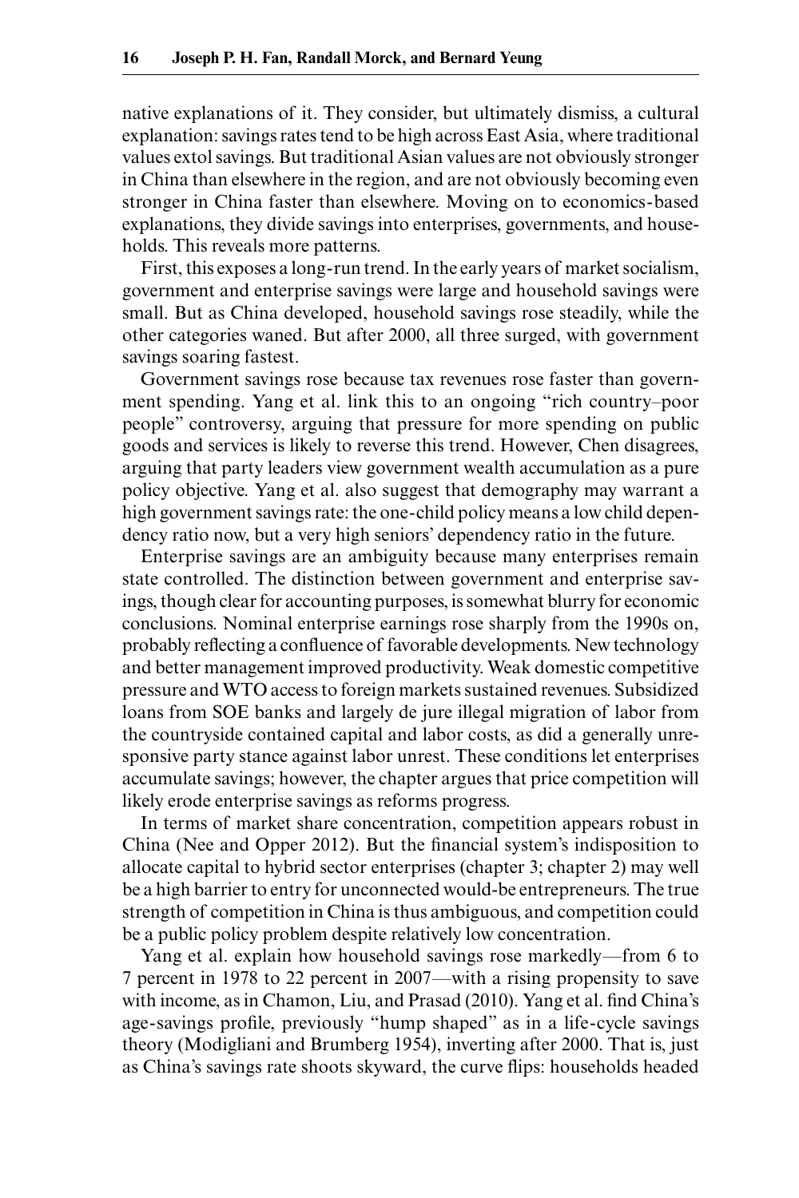native explanations of it. They consider, but ultimately dismiss, a cultural explanation: savings rates tend to be high across East Asia, where traditional values extol savings. But traditional Asian values are not obviously stronger in China than elsewhere in the region, and are not obviously becoming even stronger in China faster than elsewhere. Moving on to economics-based explanations, they divide savings into enterprises, governments, and households. This reveals more patterns.

First, this exposes a long-run trend. In the early years of market socialism, government and enterprise savings were large and household savings were small. But as China developed, household savings rose steadily, while the other categories waned. But after 2000, all three surged, with government savings soaring fastest.

Government savings rose because tax revenues rose faster than government spending. Yang et al. link this to an ongoing "rich country–poor people" controversy, arguing that pressure for more spending on public goods and services is likely to reverse this trend. However, Chen disagrees, arguing that party leaders view government wealth accumulation as a pure policy objective. Yang et al. also suggest that demography may warrant a high government savings rate: the one-child policy means a low child dependency ratio now, but a very high seniors' dependency ratio in the future.

Enterprise savings are an ambiguity because many enterprises remain state controlled. The distinction between government and enterprise savings, though clear for accounting purposes, is somewhat blurry for economic conclusions. Nominal enterprise earnings rose sharply from the 1990s on, probably reflecting a confluence of favorable developments. New technology and better management improved productivity. Weak domestic competitive pressure and WTO access to foreign markets sustained revenues. Subsidized loans from SOE banks and largely de jure illegal migration of labor from the countryside contained capital and labor costs, as did a generally unresponsive party stance against labor unrest. These conditions let enterprises accumulate savings; however, the chapter argues that price competition will likely erode enterprise savings as reforms progress.

In terms of market share concentration, competition appears robust in China (Nee and Opper 2012). But the financial system's indisposition to allocate capital to hybrid sector enterprises (chapter 3; chapter 2) may well be a high barrier to entry for unconnected would-be entrepreneurs. The true strength of competition in China is thus ambiguous, and competition could be a public policy problem despite relatively low concentration.

Yang et al. explain how household savings rose markedly—from 6 to 7 percent in 1978 to 22 percent in 2007—with a rising propensity to save with income, as in Chamon, Liu, and Prasad (2010). Yang et al. find China's age-savings profile, previously "hump shaped" as in a life-cycle savings theory (Modigliani and Brumberg 1954), inverting after 2000. That is, just as China's savings rate shoots skyward, the curve flips: households headed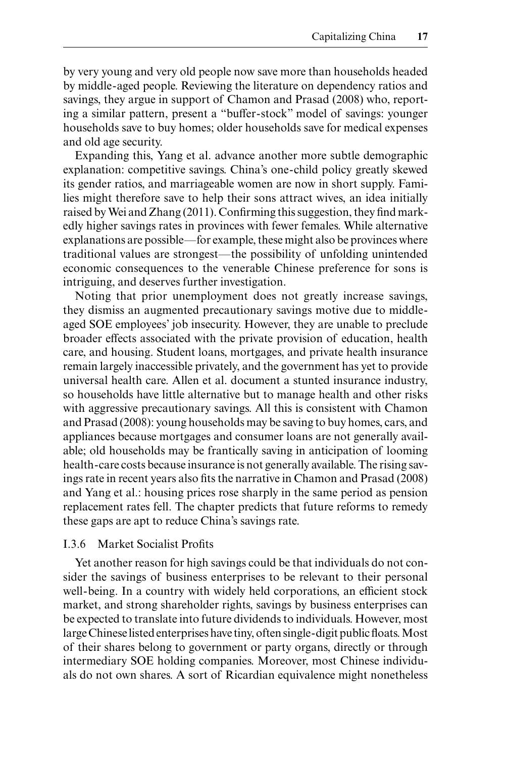by very young and very old people now save more than households headed by middle-aged people. Reviewing the literature on dependency ratios and savings, they argue in support of Chamon and Prasad (2008) who, reporting a similar pattern, present a "buffer-stock" model of savings: younger households save to buy homes; older households save for medical expenses and old age security.

Expanding this, Yang et al. advance another more subtle demographic explanation: competitive savings. China's one-child policy greatly skewed its gender ratios, and marriageable women are now in short supply. Families might therefore save to help their sons attract wives, an idea initially raised by Wei and Zhang (2011). Confirming this suggestion, they find markedly higher savings rates in provinces with fewer females. While alternative explanations are possible—for example, these might also be provinces where traditional values are strongest—the possibility of unfolding unintended economic consequences to the venerable Chinese preference for sons is intriguing, and deserves further investigation.

Noting that prior unemployment does not greatly increase savings, they dismiss an augmented precautionary savings motive due to middle-aged SOE employees' job insecurity. However, they are unable to preclude broader effects associated with the private provision of education, health care, and housing. Student loans, mortgages, and private health insurance remain largely inaccessible privately, and the government has yet to provide universal health care. Allen et al. document a stunted insurance industry, so households have little alternative but to manage health and other risks with aggressive precautionary savings. All this is consistent with Chamon and Prasad (2008): young households may be saving to buy homes, cars, and appliances because mortgages and consumer loans are not generally available; old households may be frantically saving in anticipation of looming health-care costs because insurance is not generally available. The rising savings rate in recent years also fits the narrative in Chamon and Prasad (2008) and Yang et al.: housing prices rose sharply in the same period as pension replacement rates fell. The chapter predicts that future reforms to remedy these gaps are apt to reduce China's savings rate.

### I.3.6 Market Socialist Profits

Yet another reason for high savings could be that individuals do not consider the savings of business enterprises to be relevant to their personal well-being. In a country with widely held corporations, an efficient stock market, and strong shareholder rights, savings by business enterprises can be expected to translate into future dividends to individuals. However, most large Chinese listed enterprises have tiny, often single-digit public floats. Most of their shares belong to government or party organs, directly or through intermediary SOE holding companies. Moreover, most Chinese individuals do not own shares. A sort of Ricardian equivalence might nonetheless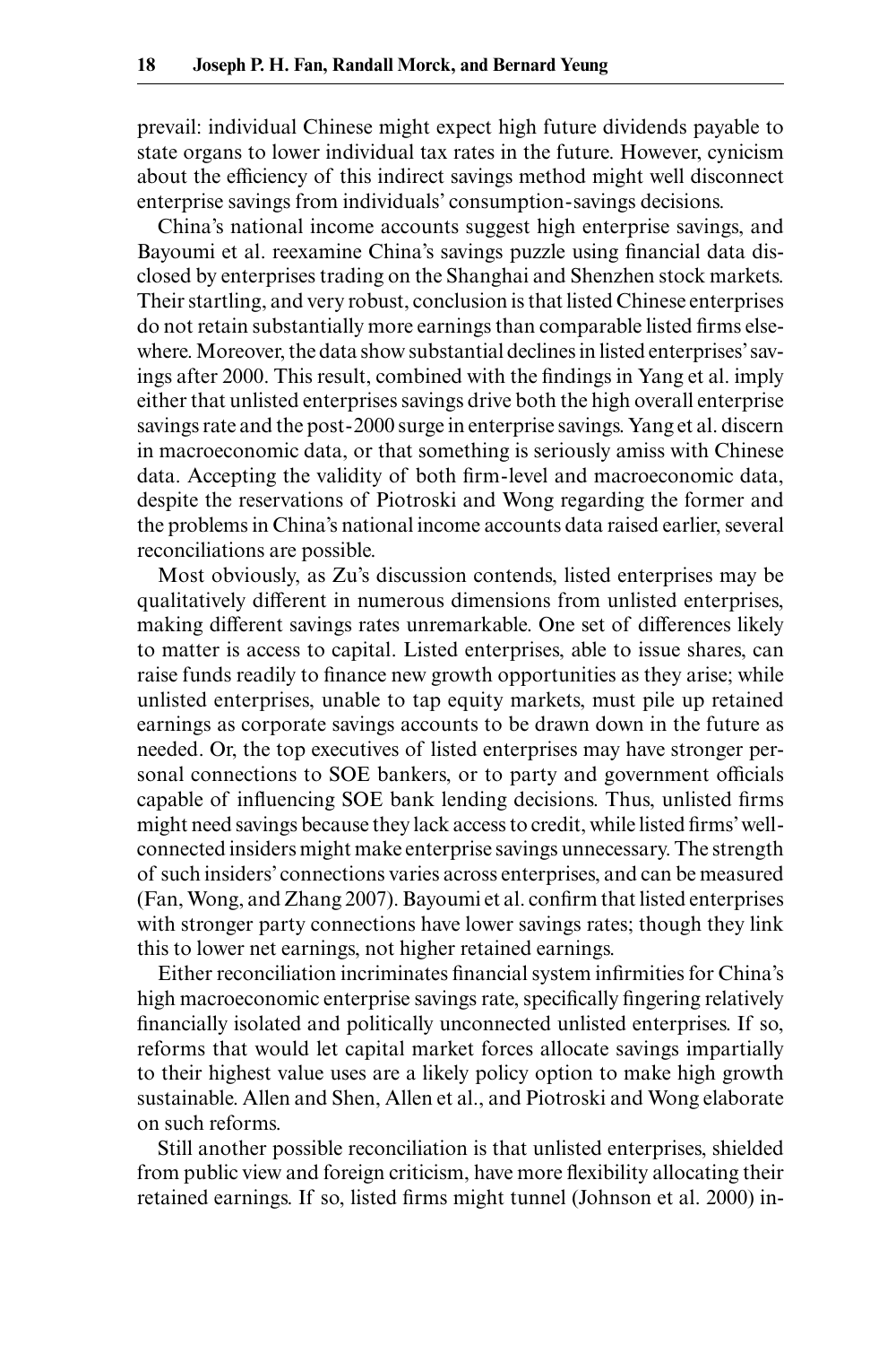prevail: individual Chinese might expect high future dividends payable to state organs to lower individual tax rates in the future. However, cynicism about the efficiency of this indirect savings method might well disconnect enterprise savings from individuals' consumption-savings decisions.

China's national income accounts suggest high enterprise savings, and Bayoumi et al. reexamine China's savings puzzle using financial data disclosed by enterprises trading on the Shanghai and Shenzhen stock markets. Their startling, and very robust, conclusion is that listed Chinese enterprises do not retain substantially more earnings than comparable listed firms elsewhere. Moreover, the data show substantial declines in listed enterprises' savings after 2000. This result, combined with the findings in Yang et al. imply either that unlisted enterprises savings drive both the high overall enterprise savings rate and the post-2000 surge in enterprise savings. Yang et al. discern in macroeconomic data, or that something is seriously amiss with Chinese data. Accepting the validity of both firm-level and macroeconomic data, despite the reservations of Piotroski and Wong regarding the former and the problems in China's national income accounts data raised earlier, several reconciliations are possible.

Most obviously, as Zu's discussion contends, listed enterprises may be qualitatively different in numerous dimensions from unlisted enterprises, making different savings rates unremarkable. One set of differences likely to matter is access to capital. Listed enterprises, able to issue shares, can raise funds readily to finance new growth opportunities as they arise; while unlisted enterprises, unable to tap equity markets, must pile up retained earnings as corporate savings accounts to be drawn down in the future as needed. Or, the top executives of listed enterprises may have stronger personal connections to SOE bankers, or to party and government officials capable of influencing SOE bank lending decisions. Thus, unlisted firms might need savings because they lack access to credit, while listed firms' well-connected insiders might make enterprise savings unnecessary. The strength of such insiders' connections varies across enterprises, and can be measured (Fan, Wong, and Zhang 2007). Bayoumi et al. confirm that listed enterprises with stronger party connections have lower savings rates; though they link this to lower net earnings, not higher retained earnings.

Either reconciliation incriminates financial system infirmities for China's high macroeconomic enterprise savings rate, specifically fingering relatively financially isolated and politically unconnected unlisted enterprises. If so, reforms that would let capital market forces allocate savings impartially to their highest value uses are a likely policy option to make high growth sustainable. Allen and Shen, Allen et al., and Piotroski and Wong elaborate on such reforms.

Still another possible reconciliation is that unlisted enterprises, shielded from public view and foreign criticism, have more flexibility allocating their retained earnings. If so, listed firms might tunnel (Johnson et al. 2000) in-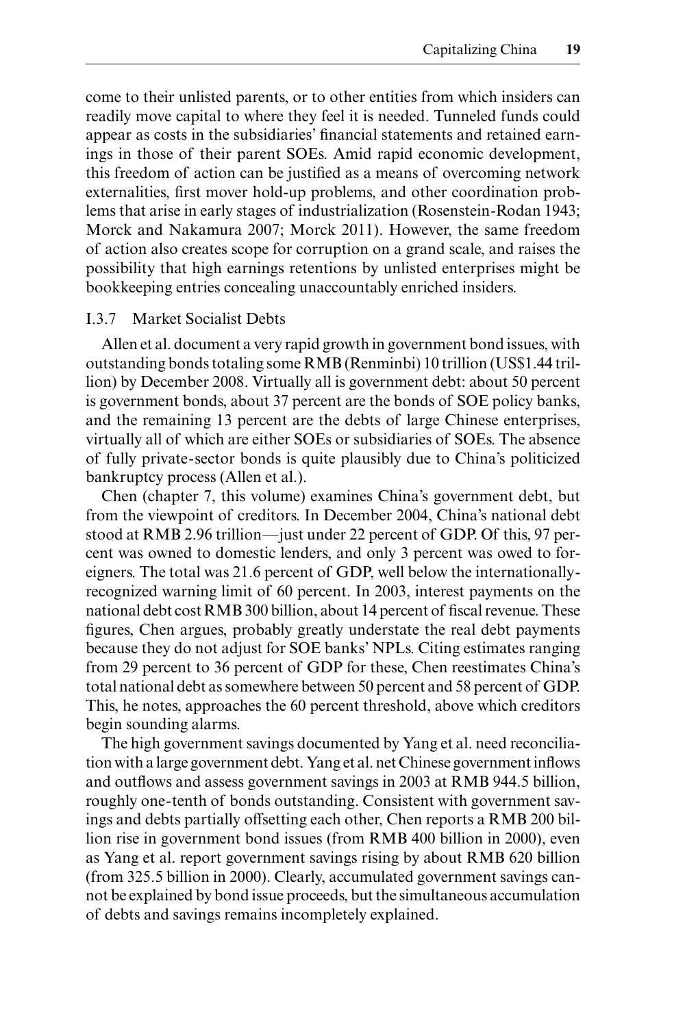come to their unlisted parents, or to other entities from which insiders can readily move capital to where they feel it is needed. Tunneled funds could appear as costs in the subsidiaries' financial statements and retained earnings in those of their parent SOEs. Amid rapid economic development, this freedom of action can be justified as a means of overcoming network externalities, first mover hold-up problems, and other coordination problems that arise in early stages of industrialization (Rosenstein-Rodan 1943; Morck and Nakamura 2007; Morck 2011). However, the same freedom of action also creates scope for corruption on a grand scale, and raises the possibility that high earnings retentions by unlisted enterprises might be bookkeeping entries concealing unaccountably enriched insiders.

### I.3.7 Market Socialist Debts

Allen et al. document a very rapid growth in government bond issues, with outstanding bonds totaling some RMB (Renminbi) 10 trillion (US$1.44 trillion) by December 2008. Virtually all is government debt: about 50 percent is government bonds, about 37 percent are the bonds of SOE policy banks, and the remaining 13 percent are the debts of large Chinese enterprises, virtually all of which are either SOEs or subsidiaries of SOEs. The absence of fully private-sector bonds is quite plausibly due to China's politicized bankruptcy process (Allen et al.).

Chen (chapter 7, this volume) examines China's government debt, but from the viewpoint of creditors. In December 2004, China's national debt stood at RMB 2.96 trillion—just under 22 percent of GDP. Of this, 97 percent was owned to domestic lenders, and only 3 percent was owed to foreigners. The total was 21.6 percent of GDP, well below the internationally-recognized warning limit of 60 percent. In 2003, interest payments on the national debt cost RMB 300 billion, about 14 percent of fiscal revenue. These figures, Chen argues, probably greatly understate the real debt payments because they do not adjust for SOE banks' NPLs. Citing estimates ranging from 29 percent to 36 percent of GDP for these, Chen reestimates China's total national debt as somewhere between 50 percent and 58 percent of GDP. This, he notes, approaches the 60 percent threshold, above which creditors begin sounding alarms.

The high government savings documented by Yang et al. need reconciliation with a large government debt. Yang et al. net Chinese government inflows and outflows and assess government savings in 2003 at RMB 944.5 billion, roughly one-tenth of bonds outstanding. Consistent with government savings and debts partially offsetting each other, Chen reports a RMB 200 billion rise in government bond issues (from RMB 400 billion in 2000), even as Yang et al. report government savings rising by about RMB 620 billion (from 325.5 billion in 2000). Clearly, accumulated government savings cannot be explained by bond issue proceeds, but the simultaneous accumulation of debts and savings remains incompletely explained.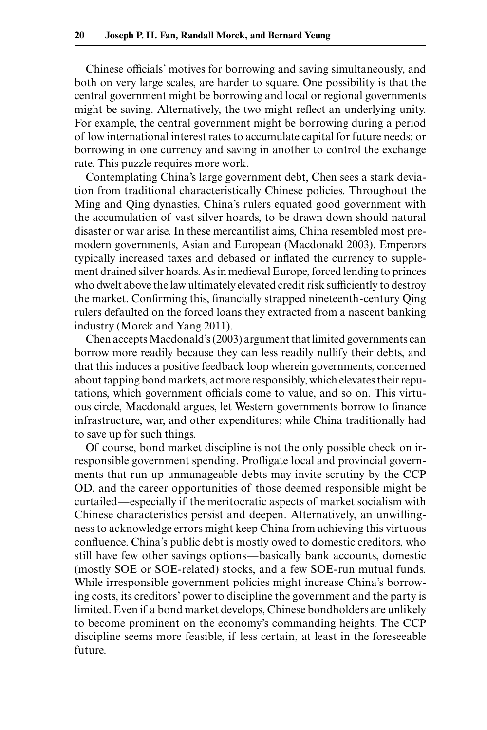Chinese officials' motives for borrowing and saving simultaneously, and both on very large scales, are harder to square. One possibility is that the central government might be borrowing and local or regional governments might be saving. Alternatively, the two might reflect an underlying unity. For example, the central government might be borrowing during a period of low international interest rates to accumulate capital for future needs; or borrowing in one currency and saving in another to control the exchange rate. This puzzle requires more work.

Contemplating China's large government debt, Chen sees a stark deviation from traditional characteristically Chinese policies. Throughout the Ming and Qing dynasties, China's rulers equated good government with the accumulation of vast silver hoards, to be drawn down should natural disaster or war arise. In these mercantilist aims, China resembled most premodern governments, Asian and European (Macdonald 2003). Emperors typically increased taxes and debased or inflated the currency to supplement drained silver hoards. As in medieval Europe, forced lending to princes who dwelt above the law ultimately elevated credit risk sufficiently to destroy the market. Confirming this, financially strapped nineteenth-century Qing rulers defaulted on the forced loans they extracted from a nascent banking industry (Morck and Yang 2011).

Chen accepts Macdonald's (2003) argument that limited governments can borrow more readily because they can less readily nullify their debts, and that this induces a positive feedback loop wherein governments, concerned about tapping bond markets, act more responsibly, which elevates their reputations, which government officials come to value, and so on. This virtuous circle, Macdonald argues, let Western governments borrow to finance infrastructure, war, and other expenditures; while China traditionally had to save up for such things.

Of course, bond market discipline is not the only possible check on irresponsible government spending. Profligate local and provincial governments that run up unmanageable debts may invite scrutiny by the CCP OD, and the career opportunities of those deemed responsible might be curtailed—especially if the meritocratic aspects of market socialism with Chinese characteristics persist and deepen. Alternatively, an unwillingness to acknowledge errors might keep China from achieving this virtuous confluence. China's public debt is mostly owed to domestic creditors, who still have few other savings options—basically bank accounts, domestic (mostly SOE or SOE-related) stocks, and a few SOE-run mutual funds. While irresponsible government policies might increase China's borrowing costs, its creditors' power to discipline the government and the party is limited. Even if a bond market develops, Chinese bondholders are unlikely to become prominent on the economy's commanding heights. The CCP discipline seems more feasible, if less certain, at least in the foreseeable future.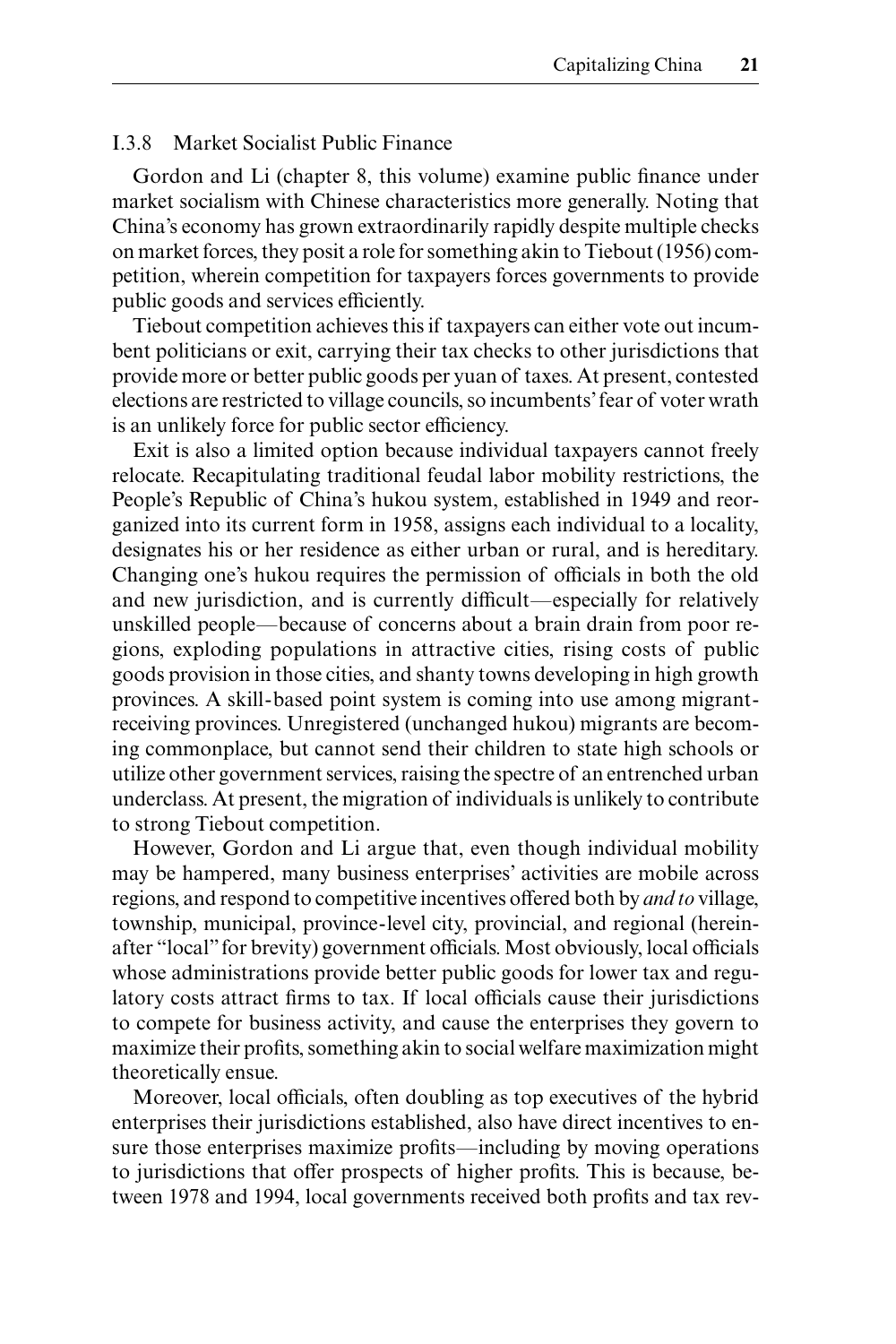### I.3.8 Market Socialist Public Finance

Gordon and Li (chapter 8, this volume) examine public finance under market socialism with Chinese characteristics more generally. Noting that China's economy has grown extraordinarily rapidly despite multiple checks on market forces, they posit a role for something akin to Tiebout (1956) competition, wherein competition for taxpayers forces governments to provide public goods and services efficiently.

Tiebout competition achieves this if taxpayers can either vote out incumbent politicians or exit, carrying their tax checks to other jurisdictions that provide more or better public goods per yuan of taxes. At present, contested elections are restricted to village councils, so incumbents' fear of voter wrath is an unlikely force for public sector efficiency.

Exit is also a limited option because individual taxpayers cannot freely relocate. Recapitulating traditional feudal labor mobility restrictions, the People's Republic of China's hukou system, established in 1949 and reorganized into its current form in 1958, assigns each individual to a locality, designates his or her residence as either urban or rural, and is hereditary. Changing one's hukou requires the permission of officials in both the old and new jurisdiction, and is currently difficult—especially for relatively unskilled people—because of concerns about a brain drain from poor regions, exploding populations in attractive cities, rising costs of public goods provision in those cities, and shanty towns developing in high growth provinces. A skill-based point system is coming into use among migrant-receiving provinces. Unregistered (unchanged hukou) migrants are becoming commonplace, but cannot send their children to state high schools or utilize other government services, raising the spectre of an entrenched urban underclass. At present, the migration of individuals is unlikely to contribute to strong Tiebout competition.

However, Gordon and Li argue that, even though individual mobility may be hampered, many business enterprises' activities are mobile across regions, and respond to competitive incentives offered both by *and to* village, township, municipal, province-level city, provincial, and regional (hereinafter "local" for brevity) government officials. Most obviously, local officials whose administrations provide better public goods for lower tax and regulatory costs attract firms to tax. If local officials cause their jurisdictions to compete for business activity, and cause the enterprises they govern to maximize their profits, something akin to social welfare maximization might theoretically ensue.

Moreover, local officials, often doubling as top executives of the hybrid enterprises their jurisdictions established, also have direct incentives to ensure those enterprises maximize profits—including by moving operations to jurisdictions that offer prospects of higher profits. This is because, between 1978 and 1994, local governments received both profits and tax rev-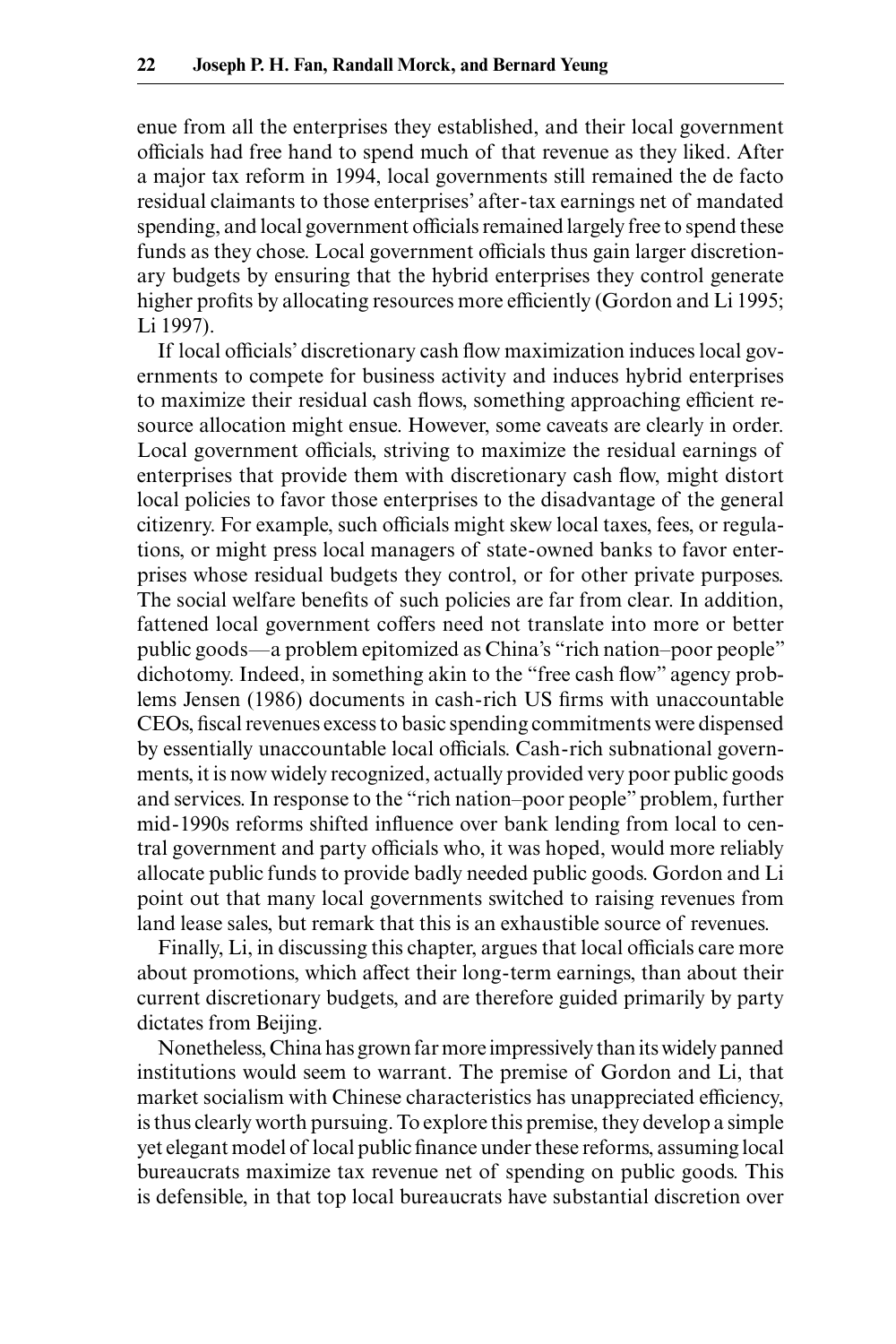enue from all the enterprises they established, and their local government officials had free hand to spend much of that revenue as they liked. After a major tax reform in 1994, local governments still remained the de facto residual claimants to those enterprises' after-tax earnings net of mandated spending, and local government officials remained largely free to spend these funds as they chose. Local government officials thus gain larger discretionary budgets by ensuring that the hybrid enterprises they control generate higher profits by allocating resources more efficiently (Gordon and Li 1995; Li 1997).

If local officials' discretionary cash flow maximization induces local governments to compete for business activity and induces hybrid enterprises to maximize their residual cash flows, something approaching efficient resource allocation might ensue. However, some caveats are clearly in order. Local government officials, striving to maximize the residual earnings of enterprises that provide them with discretionary cash flow, might distort local policies to favor those enterprises to the disadvantage of the general citizenry. For example, such officials might skew local taxes, fees, or regulations, or might press local managers of state-owned banks to favor enterprises whose residual budgets they control, or for other private purposes. The social welfare benefits of such policies are far from clear. In addition, fattened local government coffers need not translate into more or better public goods—a problem epitomized as China's "rich nation–poor people" dichotomy. Indeed, in something akin to the "free cash flow" agency problems Jensen (1986) documents in cash-rich US firms with unaccountable CEOs, fiscal revenues excess to basic spending commitments were dispensed by essentially unaccountable local officials. Cash-rich subnational governments, it is now widely recognized, actually provided very poor public goods and services. In response to the "rich nation–poor people" problem, further mid-1990s reforms shifted influence over bank lending from local to central government and party officials who, it was hoped, would more reliably allocate public funds to provide badly needed public goods. Gordon and Li point out that many local governments switched to raising revenues from land lease sales, but remark that this is an exhaustible source of revenues.

Finally, Li, in discussing this chapter, argues that local officials care more about promotions, which affect their long-term earnings, than about their current discretionary budgets, and are therefore guided primarily by party dictates from Beijing.

Nonetheless, China has grown far more impressively than its widely panned institutions would seem to warrant. The premise of Gordon and Li, that market socialism with Chinese characteristics has unappreciated efficiency, is thus clearly worth pursuing. To explore this premise, they develop a simple yet elegant model of local public finance under these reforms, assuming local bureaucrats maximize tax revenue net of spending on public goods. This is defensible, in that top local bureaucrats have substantial discretion over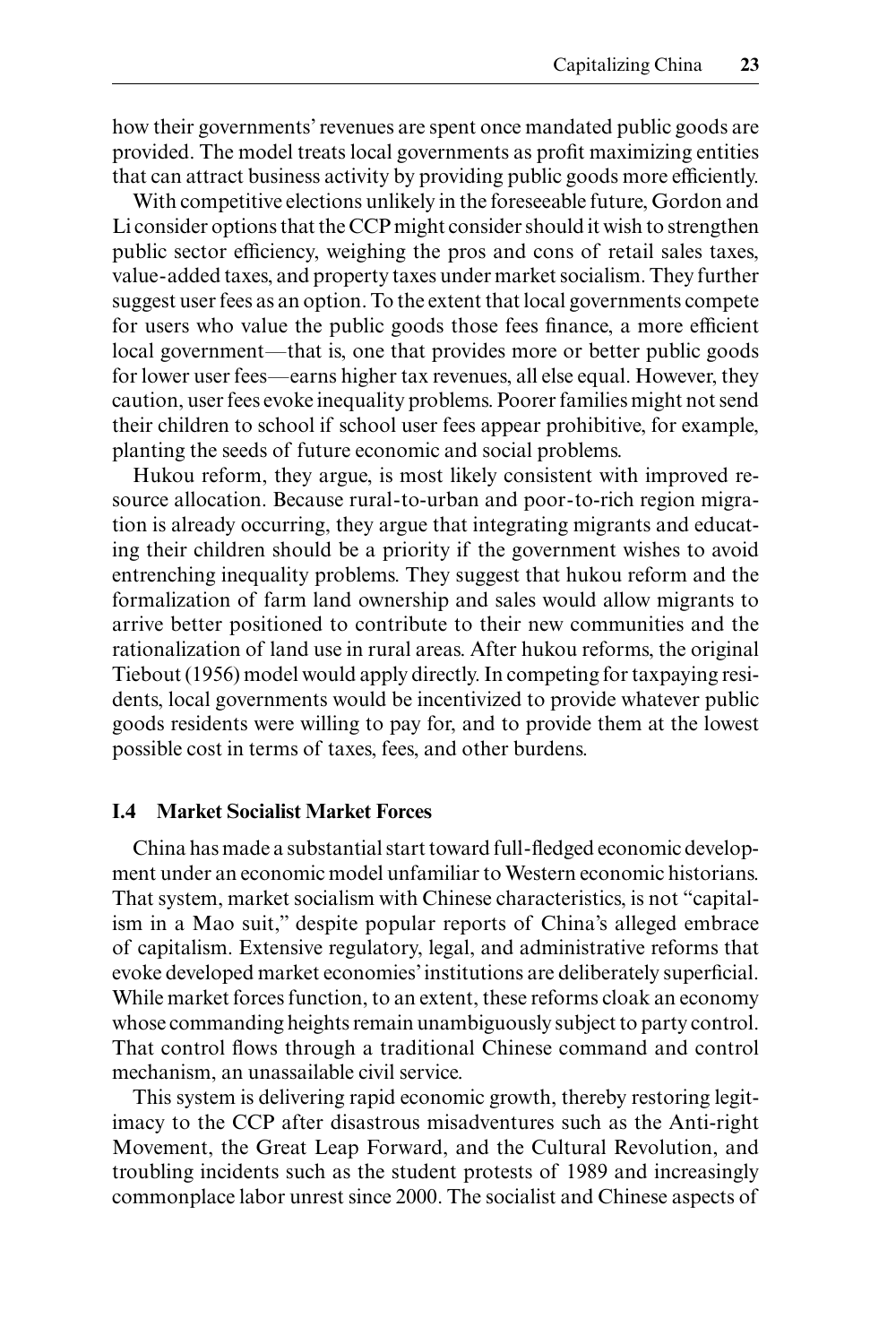how their governments' revenues are spent once mandated public goods are provided. The model treats local governments as profit maximizing entities that can attract business activity by providing public goods more efficiently.

With competitive elections unlikely in the foreseeable future, Gordon and Li consider options that the CCP might consider should it wish to strengthen public sector efficiency, weighing the pros and cons of retail sales taxes, value-added taxes, and property taxes under market socialism. They further suggest user fees as an option. To the extent that local governments compete for users who value the public goods those fees finance, a more efficient local government—that is, one that provides more or better public goods for lower user fees—earns higher tax revenues, all else equal. However, they caution, user fees evoke inequality problems. Poorer families might not send their children to school if school user fees appear prohibitive, for example, planting the seeds of future economic and social problems.

Hukou reform, they argue, is most likely consistent with improved resource allocation. Because rural-to-urban and poor-to-rich region migration is already occurring, they argue that integrating migrants and educating their children should be a priority if the government wishes to avoid entrenching inequality problems. They suggest that hukou reform and the formalization of farm land ownership and sales would allow migrants to arrive better positioned to contribute to their new communities and the rationalization of land use in rural areas. After hukou reforms, the original Tiebout (1956) model would apply directly. In competing for taxpaying residents, local governments would be incentivized to provide whatever public goods residents were willing to pay for, and to provide them at the lowest possible cost in terms of taxes, fees, and other burdens.

### I.4 Market Socialist Market Forces

China has made a substantial start toward full-fledged economic development under an economic model unfamiliar to Western economic historians. That system, market socialism with Chinese characteristics, is not "capitalism in a Mao suit," despite popular reports of China's alleged embrace of capitalism. Extensive regulatory, legal, and administrative reforms that evoke developed market economies' institutions are deliberately superficial. While market forces function, to an extent, these reforms cloak an economy whose commanding heights remain unambiguously subject to party control. That control flows through a traditional Chinese command and control mechanism, an unassailable civil service.

This system is delivering rapid economic growth, thereby restoring legitimacy to the CCP after disastrous misadventures such as the Anti-right Movement, the Great Leap Forward, and the Cultural Revolution, and troubling incidents such as the student protests of 1989 and increasingly commonplace labor unrest since 2000. The socialist and Chinese aspects of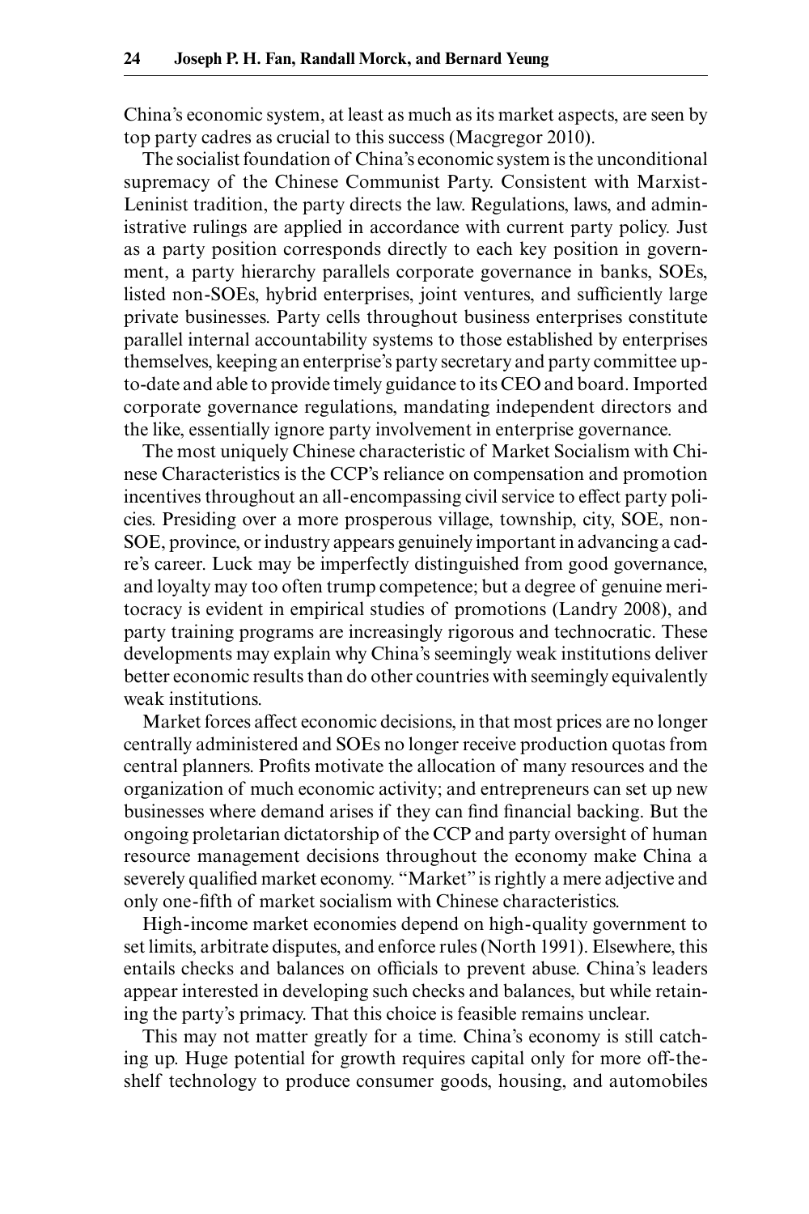China's economic system, at least as much as its market aspects, are seen by top party cadres as crucial to this success (Macgregor 2010).

The socialist foundation of China's economic system is the unconditional supremacy of the Chinese Communist Party. Consistent with Marxist-Leninist tradition, the party directs the law. Regulations, laws, and administrative rulings are applied in accordance with current party policy. Just as a party position corresponds directly to each key position in government, a party hierarchy parallels corporate governance in banks, SOEs, listed non-SOEs, hybrid enterprises, joint ventures, and sufficiently large private businesses. Party cells throughout business enterprises constitute parallel internal accountability systems to those established by enterprises themselves, keeping an enterprise's party secretary and party committee up-to-date and able to provide timely guidance to its CEO and board. Imported corporate governance regulations, mandating independent directors and the like, essentially ignore party involvement in enterprise governance.

The most uniquely Chinese characteristic of Market Socialism with Chinese Characteristics is the CCP's reliance on compensation and promotion incentives throughout an all-encompassing civil service to effect party policies. Presiding over a more prosperous village, township, city, SOE, non-SOE, province, or industry appears genuinely important in advancing a cadre's career. Luck may be imperfectly distinguished from good governance, and loyalty may too often trump competence; but a degree of genuine meritocracy is evident in empirical studies of promotions (Landry 2008), and party training programs are increasingly rigorous and technocratic. These developments may explain why China's seemingly weak institutions deliver better economic results than do other countries with seemingly equivalently weak institutions.

Market forces affect economic decisions, in that most prices are no longer centrally administered and SOEs no longer receive production quotas from central planners. Profits motivate the allocation of many resources and the organization of much economic activity; and entrepreneurs can set up new businesses where demand arises if they can find financial backing. But the ongoing proletarian dictatorship of the CCP and party oversight of human resource management decisions throughout the economy make China a severely qualified market economy. "Market" is rightly a mere adjective and only one-fifth of market socialism with Chinese characteristics.

High-income market economies depend on high-quality government to set limits, arbitrate disputes, and enforce rules (North 1991). Elsewhere, this entails checks and balances on officials to prevent abuse. China's leaders appear interested in developing such checks and balances, but while retaining the party's primacy. That this choice is feasible remains unclear.

This may not matter greatly for a time. China's economy is still catching up. Huge potential for growth requires capital only for more off-the-shelf technology to produce consumer goods, housing, and automobiles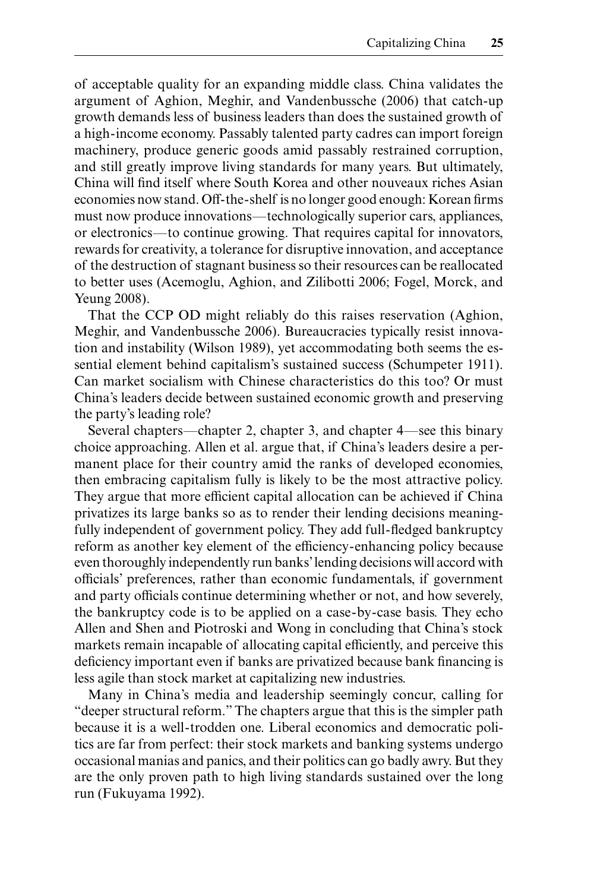of acceptable quality for an expanding middle class. China validates the argument of Aghion, Meghir, and Vandenbussche (2006) that catch-up growth demands less of business leaders than does the sustained growth of a high-income economy. Passably talented party cadres can import foreign machinery, produce generic goods amid passably restrained corruption, and still greatly improve living standards for many years. But ultimately, China will find itself where South Korea and other nouveaux riches Asian economies now stand. Off-the-shelf is no longer good enough: Korean firms must now produce innovations—technologically superior cars, appliances, or electronics—to continue growing. That requires capital for innovators, rewards for creativity, a tolerance for disruptive innovation, and acceptance of the destruction of stagnant business so their resources can be reallocated to better uses (Acemoglu, Aghion, and Zilibotti 2006; Fogel, Morck, and Yeung 2008).

That the CCP OD might reliably do this raises reservation (Aghion, Meghir, and Vandenbussche 2006). Bureaucracies typically resist innovation and instability (Wilson 1989), yet accommodating both seems the essential element behind capitalism's sustained success (Schumpeter 1911). Can market socialism with Chinese characteristics do this too? Or must China's leaders decide between sustained economic growth and preserving the party's leading role?

Several chapters—chapter 2, chapter 3, and chapter 4—see this binary choice approaching. Allen et al. argue that, if China's leaders desire a permanent place for their country amid the ranks of developed economies, then embracing capitalism fully is likely to be the most attractive policy. They argue that more efficient capital allocation can be achieved if China privatizes its large banks so as to render their lending decisions meaningfully independent of government policy. They add full-fledged bankruptcy reform as another key element of the efficiency-enhancing policy because even thoroughly independently run banks' lending decisions will accord with officials' preferences, rather than economic fundamentals, if government and party officials continue determining whether or not, and how severely, the bankruptcy code is to be applied on a case-by-case basis. They echo Allen and Shen and Piotroski and Wong in concluding that China's stock markets remain incapable of allocating capital efficiently, and perceive this deficiency important even if banks are privatized because bank financing is less agile than stock market at capitalizing new industries.

Many in China's media and leadership seemingly concur, calling for "deeper structural reform." The chapters argue that this is the simpler path because it is a well-trodden one. Liberal economics and democratic politics are far from perfect: their stock markets and banking systems undergo occasional manias and panics, and their politics can go badly awry. But they are the only proven path to high living standards sustained over the long run (Fukuyama 1992).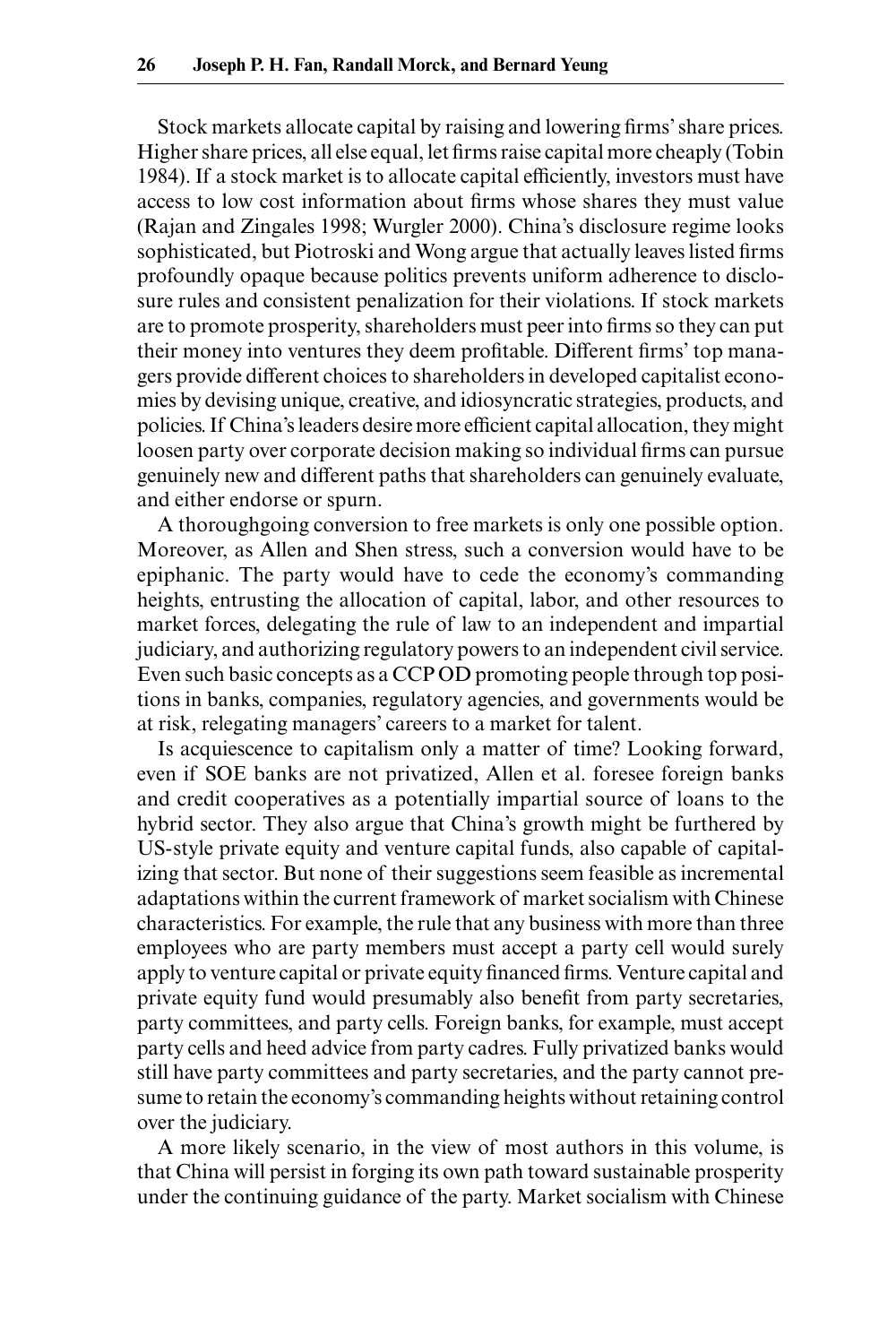Stock markets allocate capital by raising and lowering firms' share prices. Higher share prices, all else equal, let firms raise capital more cheaply (Tobin 1984). If a stock market is to allocate capital efficiently, investors must have access to low cost information about firms whose shares they must value (Rajan and Zingales 1998; Wurgler 2000). China's disclosure regime looks sophisticated, but Piotroski and Wong argue that actually leaves listed firms profoundly opaque because politics prevents uniform adherence to disclosure rules and consistent penalization for their violations. If stock markets are to promote prosperity, shareholders must peer into firms so they can put their money into ventures they deem profitable. Different firms' top managers provide different choices to shareholders in developed capitalist economies by devising unique, creative, and idiosyncratic strategies, products, and policies. If China's leaders desire more efficient capital allocation, they might loosen party over corporate decision making so individual firms can pursue genuinely new and different paths that shareholders can genuinely evaluate, and either endorse or spurn.

A thoroughgoing conversion to free markets is only one possible option. Moreover, as Allen and Shen stress, such a conversion would have to be epiphanic. The party would have to cede the economy's commanding heights, entrusting the allocation of capital, labor, and other resources to market forces, delegating the rule of law to an independent and impartial judiciary, and authorizing regulatory powers to an independent civil service. Even such basic concepts as a CCP OD promoting people through top positions in banks, companies, regulatory agencies, and governments would be at risk, relegating managers' careers to a market for talent.

Is acquiescence to capitalism only a matter of time? Looking forward, even if SOE banks are not privatized, Allen et al. foresee foreign banks and credit cooperatives as a potentially impartial source of loans to the hybrid sector. They also argue that China's growth might be furthered by US-style private equity and venture capital funds, also capable of capitalizing that sector. But none of their suggestions seem feasible as incremental adaptations within the current framework of market socialism with Chinese characteristics. For example, the rule that any business with more than three employees who are party members must accept a party cell would surely apply to venture capital or private equity financed firms. Venture capital and private equity fund would presumably also benefit from party secretaries, party committees, and party cells. Foreign banks, for example, must accept party cells and heed advice from party cadres. Fully privatized banks would still have party committees and party secretaries, and the party cannot presume to retain the economy's commanding heights without retaining control over the judiciary.

A more likely scenario, in the view of most authors in this volume, is that China will persist in forging its own path toward sustainable prosperity under the continuing guidance of the party. Market socialism with Chinese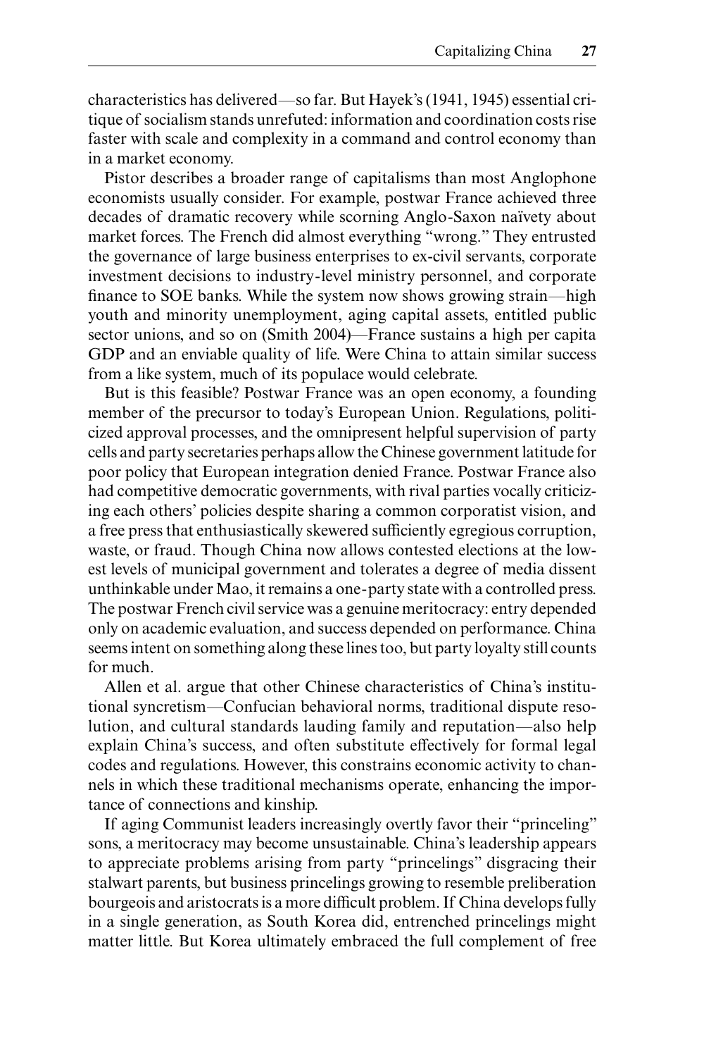characteristics has delivered—so far. But Hayek's (1941, 1945) essential critique of socialism stands unrefuted: information and coordination costs rise faster with scale and complexity in a command and control economy than in a market economy.

Pistor describes a broader range of capitalisms than most Anglophone economists usually consider. For example, postwar France achieved three decades of dramatic recovery while scorning Anglo-Saxon naïvety about market forces. The French did almost everything "wrong." They entrusted the governance of large business enterprises to ex-civil servants, corporate investment decisions to industry-level ministry personnel, and corporate finance to SOE banks. While the system now shows growing strain—high youth and minority unemployment, aging capital assets, entitled public sector unions, and so on (Smith 2004)—France sustains a high per capita GDP and an enviable quality of life. Were China to attain similar success from a like system, much of its populace would celebrate.

But is this feasible? Postwar France was an open economy, a founding member of the precursor to today's European Union. Regulations, politicized approval processes, and the omnipresent helpful supervision of party cells and party secretaries perhaps allow the Chinese government latitude for poor policy that European integration denied France. Postwar France also had competitive democratic governments, with rival parties vocally criticizing each others' policies despite sharing a common corporatist vision, and a free press that enthusiastically skewered sufficiently egregious corruption, waste, or fraud. Though China now allows contested elections at the lowest levels of municipal government and tolerates a degree of media dissent unthinkable under Mao, it remains a one-party state with a controlled press. The postwar French civil service was a genuine meritocracy: entry depended only on academic evaluation, and success depended on performance. China seems intent on something along these lines too, but party loyalty still counts for much.

Allen et al. argue that other Chinese characteristics of China's institutional syncretism—Confucian behavioral norms, traditional dispute resolution, and cultural standards lauding family and reputation—also help explain China's success, and often substitute effectively for formal legal codes and regulations. However, this constrains economic activity to channels in which these traditional mechanisms operate, enhancing the importance of connections and kinship.

If aging Communist leaders increasingly overtly favor their "princeling" sons, a meritocracy may become unsustainable. China's leadership appears to appreciate problems arising from party "princelings" disgracing their stalwart parents, but business princelings growing to resemble preliberation bourgeois and aristocrats is a more difficult problem. If China develops fully in a single generation, as South Korea did, entrenched princelings might matter little. But Korea ultimately embraced the full complement of free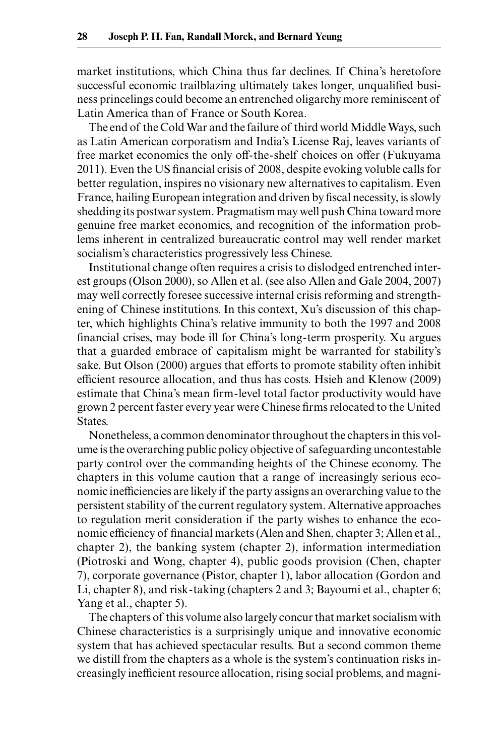market institutions, which China thus far declines. If China's heretofore successful economic trailblazing ultimately takes longer, unqualified business princelings could become an entrenched oligarchy more reminiscent of Latin America than of France or South Korea.

The end of the Cold War and the failure of third world Middle Ways, such as Latin American corporatism and India's License Raj, leaves variants of free market economics the only off-the-shelf choices on offer (Fukuyama 2011). Even the US financial crisis of 2008, despite evoking voluble calls for better regulation, inspires no visionary new alternatives to capitalism. Even France, hailing European integration and driven by fiscal necessity, is slowly shedding its postwar system. Pragmatism may well push China toward more genuine free market economics, and recognition of the information problems inherent in centralized bureaucratic control may well render market socialism's characteristics progressively less Chinese.

Institutional change often requires a crisis to dislodged entrenched interest groups (Olson 2000), so Allen et al. (see also Allen and Gale 2004, 2007) may well correctly foresee successive internal crisis reforming and strengthening of Chinese institutions. In this context, Xu's discussion of this chapter, which highlights China's relative immunity to both the 1997 and 2008 financial crises, may bode ill for China's long-term prosperity. Xu argues that a guarded embrace of capitalism might be warranted for stability's sake. But Olson (2000) argues that efforts to promote stability often inhibit efficient resource allocation, and thus has costs. Hsieh and Klenow (2009) estimate that China's mean firm-level total factor productivity would have grown 2 percent faster every year were Chinese firms relocated to the United States.

Nonetheless, a common denominator throughout the chapters in this volume is the overarching public policy objective of safeguarding uncontestable party control over the commanding heights of the Chinese economy. The chapters in this volume caution that a range of increasingly serious economic inefficiencies are likely if the party assigns an overarching value to the persistent stability of the current regulatory system. Alternative approaches to regulation merit consideration if the party wishes to enhance the economic efficiency of financial markets (Alen and Shen, chapter 3; Allen et al., chapter 2), the banking system (chapter 2), information intermediation (Piotroski and Wong, chapter 4), public goods provision (Chen, chapter 7), corporate governance (Pistor, chapter 1), labor allocation (Gordon and Li, chapter 8), and risk-taking (chapters 2 and 3; Bayoumi et al., chapter 6; Yang et al., chapter 5).

The chapters of this volume also largely concur that market socialism with Chinese characteristics is a surprisingly unique and innovative economic system that has achieved spectacular results. But a second common theme we distill from the chapters as a whole is the system's continuation risks increasingly inefficient resource allocation, rising social problems, and magni-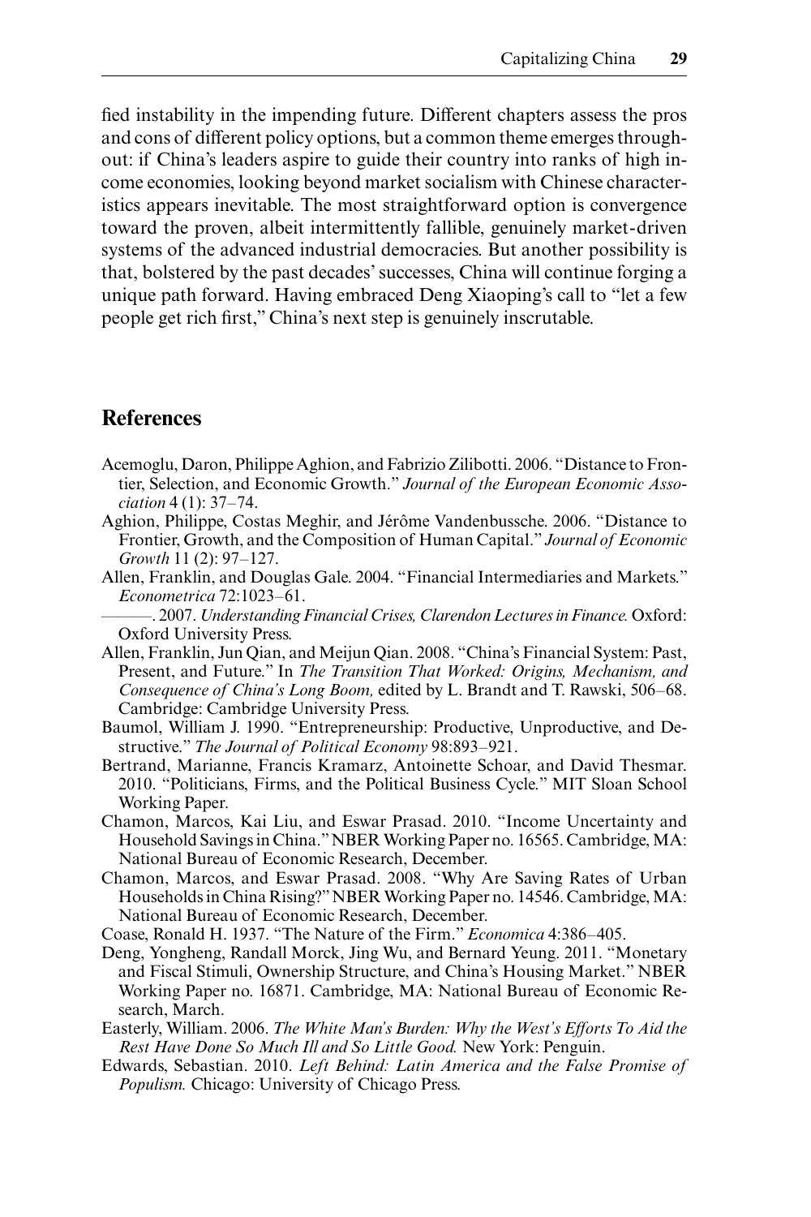fied instability in the impending future. Different chapters assess the pros and cons of different policy options, but a common theme emerges throughout: if China's leaders aspire to guide their country into ranks of high income economies, looking beyond market socialism with Chinese characteristics appears inevitable. The most straightforward option is convergence toward the proven, albeit intermittently fallible, genuinely market-driven systems of the advanced industrial democracies. But another possibility is that, bolstered by the past decades' successes, China will continue forging a unique path forward. Having embraced Deng Xiaoping's call to "let a few people get rich first," China's next step is genuinely inscrutable.

## References

Acemoglu, Daron, Philippe Aghion, and Fabrizio Zilibotti. 2006. "Distance to Frontier, Selection, and Economic Growth." *Journal of the European Economic Association* 4 (1): 37–74.

Aghion, Philippe, Costas Meghir, and Jérôme Vandenbussche. 2006. "Distance to Frontier, Growth, and the Composition of Human Capital." *Journal of Economic Growth* 11 (2): 97–127.

Allen, Franklin, and Douglas Gale. 2004. "Financial Intermediaries and Markets." *Econometrica* 72:1023–61.

———. 2007. *Understanding Financial Crises, Clarendon Lectures in Finance.* Oxford: Oxford University Press.

Allen, Franklin, Jun Qian, and Meijun Qian. 2008. "China's Financial System: Past, Present, and Future." In *The Transition That Worked: Origins, Mechanism, and Consequence of China's Long Boom,* edited by L. Brandt and T. Rawski, 506–68. Cambridge: Cambridge University Press.

Baumol, William J. 1990. "Entrepreneurship: Productive, Unproductive, and Destructive." *The Journal of Political Economy* 98:893–921.

Bertrand, Marianne, Francis Kramarz, Antoinette Schoar, and David Thesmar. 2010. "Politicians, Firms, and the Political Business Cycle." MIT Sloan School Working Paper.

Chamon, Marcos, Kai Liu, and Eswar Prasad. 2010. "Income Uncertainty and Household Savings in China." NBER Working Paper no. 16565. Cambridge, MA: National Bureau of Economic Research, December.

Chamon, Marcos, and Eswar Prasad. 2008. "Why Are Saving Rates of Urban Households in China Rising?" NBER Working Paper no. 14546. Cambridge, MA: National Bureau of Economic Research, December.

Coase, Ronald H. 1937. "The Nature of the Firm." *Economica* 4:386–405.

Deng, Yongheng, Randall Morck, Jing Wu, and Bernard Yeung. 2011. "Monetary and Fiscal Stimuli, Ownership Structure, and China's Housing Market." NBER Working Paper no. 16871. Cambridge, MA: National Bureau of Economic Research, March.

Easterly, William. 2006. *The White Man's Burden: Why the West's Efforts To Aid the Rest Have Done So Much Ill and So Little Good.* New York: Penguin.

Edwards, Sebastian. 2010. *Left Behind: Latin America and the False Promise of Populism.* Chicago: University of Chicago Press.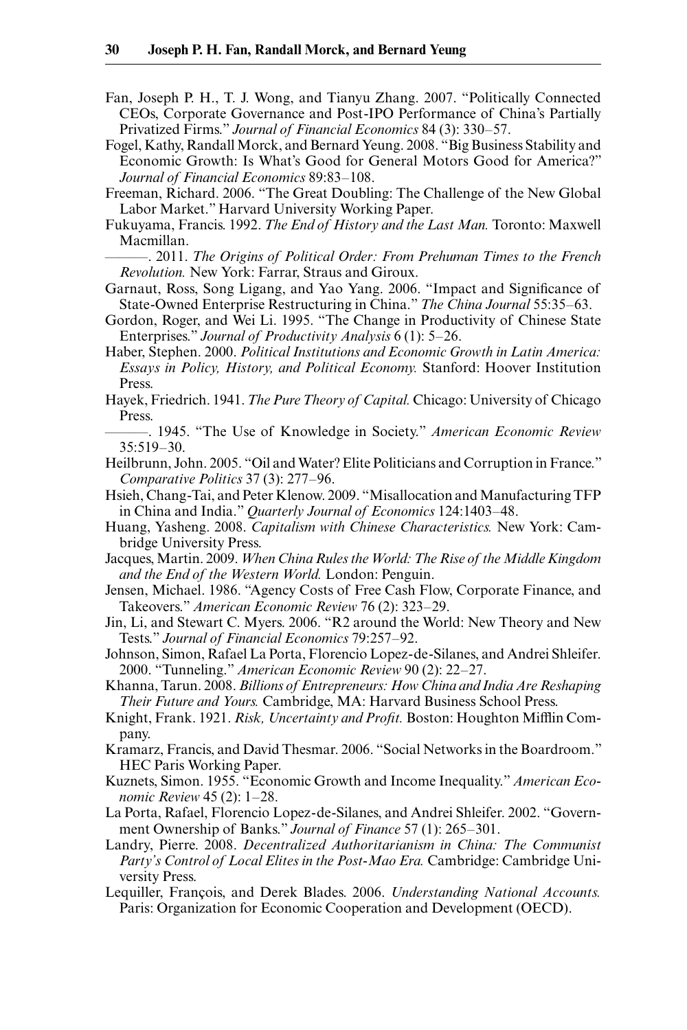Fan, Joseph P. H., T. J. Wong, and Tianyu Zhang. 2007. "Politically Connected CEOs, Corporate Governance and Post-IPO Performance of China's Partially Privatized Firms." *Journal of Financial Economics* 84 (3): 330–57.

Fogel, Kathy, Randall Morck, and Bernard Yeung. 2008. "Big Business Stability and Economic Growth: Is What's Good for General Motors Good for America?" *Journal of Financial Economics* 89:83–108.

Freeman, Richard. 2006. "The Great Doubling: The Challenge of the New Global Labor Market." Harvard University Working Paper.

Fukuyama, Francis. 1992. *The End of History and the Last Man.* Toronto: Maxwell Macmillan.

———. 2011. *The Origins of Political Order: From Prehuman Times to the French Revolution.* New York: Farrar, Straus and Giroux.

Garnaut, Ross, Song Ligang, and Yao Yang. 2006. "Impact and Significance of State-Owned Enterprise Restructuring in China." *The China Journal* 55:35–63.

Gordon, Roger, and Wei Li. 1995. "The Change in Productivity of Chinese State Enterprises." *Journal of Productivity Analysis* 6 (1): 5–26.

Haber, Stephen. 2000. *Political Institutions and Economic Growth in Latin America: Essays in Policy, History, and Political Economy.* Stanford: Hoover Institution Press.

Hayek, Friedrich. 1941. *The Pure Theory of Capital.* Chicago: University of Chicago Press.

———. 1945. "The Use of Knowledge in Society." *American Economic Review* 35:519–30.

Heilbrunn, John. 2005. "Oil and Water? Elite Politicians and Corruption in France." *Comparative Politics* 37 (3): 277–96.

Hsieh, Chang-Tai, and Peter Klenow. 2009. "Misallocation and Manufacturing TFP in China and India." *Quarterly Journal of Economics* 124:1403–48.

Huang, Yasheng. 2008. *Capitalism with Chinese Characteristics.* New York: Cambridge University Press.

Jacques, Martin. 2009. *When China Rules the World: The Rise of the Middle Kingdom and the End of the Western World.* London: Penguin.

Jensen, Michael. 1986. "Agency Costs of Free Cash Flow, Corporate Finance, and Takeovers." *American Economic Review* 76 (2): 323–29.

Jin, Li, and Stewart C. Myers. 2006. "R2 around the World: New Theory and New Tests." *Journal of Financial Economics* 79:257–92.

Johnson, Simon, Rafael La Porta, Florencio Lopez-de-Silanes, and Andrei Shleifer. 2000. "Tunneling." *American Economic Review* 90 (2): 22–27.

Khanna, Tarun. 2008. *Billions of Entrepreneurs: How China and India Are Reshaping Their Future and Yours.* Cambridge, MA: Harvard Business School Press.

Knight, Frank. 1921. *Risk, Uncertainty and Profit.* Boston: Houghton Mifflin Company.

Kramarz, Francis, and David Thesmar. 2006. "Social Networks in the Boardroom." HEC Paris Working Paper.

Kuznets, Simon. 1955. "Economic Growth and Income Inequality." *American Economic Review* 45 (2): 1–28.

La Porta, Rafael, Florencio Lopez-de-Silanes, and Andrei Shleifer. 2002. "Government Ownership of Banks." *Journal of Finance* 57 (1): 265–301.

Landry, Pierre. 2008. *Decentralized Authoritarianism in China: The Communist Party's Control of Local Elites in the Post-Mao Era.* Cambridge: Cambridge University Press.

Lequiller, François, and Derek Blades. 2006. *Understanding National Accounts.* Paris: Organization for Economic Cooperation and Development (OECD).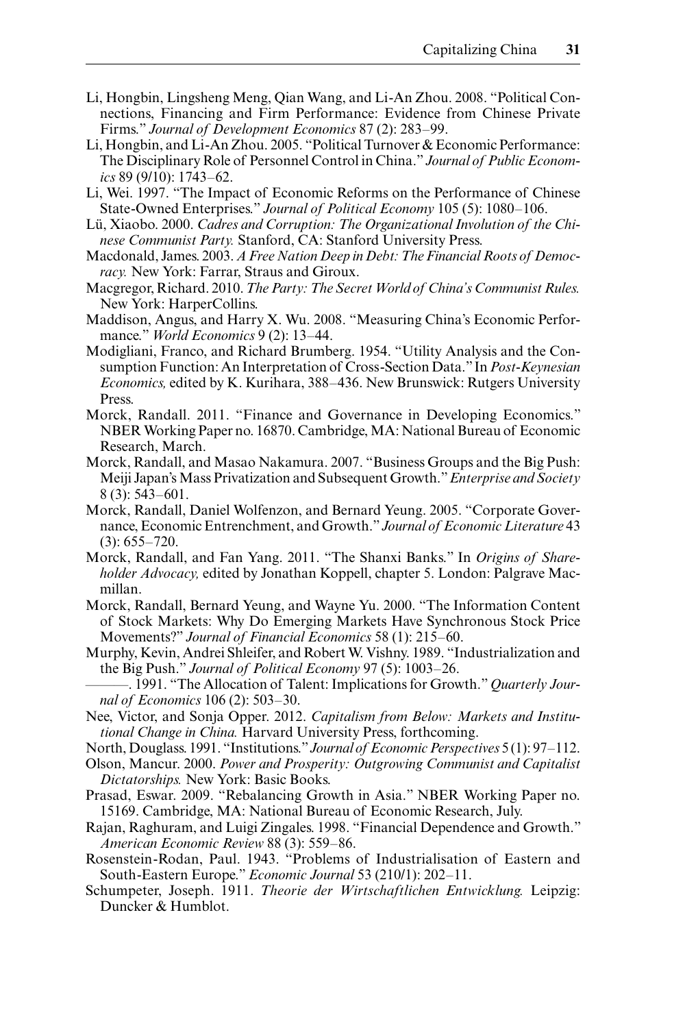Li, Hongbin, Lingsheng Meng, Qian Wang, and Li-An Zhou. 2008. "Political Connections, Financing and Firm Performance: Evidence from Chinese Private Firms." *Journal of Development Economics* 87 (2): 283–99.

Li, Hongbin, and Li-An Zhou. 2005. "Political Turnover & Economic Performance: The Disciplinary Role of Personnel Control in China." *Journal of Public Economics* 89 (9/10): 1743–62.

Li, Wei. 1997. "The Impact of Economic Reforms on the Performance of Chinese State-Owned Enterprises." *Journal of Political Economy* 105 (5): 1080–106.

Lü, Xiaobo. 2000. *Cadres and Corruption: The Organizational Involution of the Chinese Communist Party.* Stanford, CA: Stanford University Press.

Macdonald, James. 2003. *A Free Nation Deep in Debt: The Financial Roots of Democracy.* New York: Farrar, Straus and Giroux.

Macgregor, Richard. 2010. *The Party: The Secret World of China's Communist Rules.* New York: HarperCollins.

Maddison, Angus, and Harry X. Wu. 2008. "Measuring China's Economic Performance." *World Economics* 9 (2): 13–44.

Modigliani, Franco, and Richard Brumberg. 1954. "Utility Analysis and the Consumption Function: An Interpretation of Cross-Section Data." In *Post-Keynesian Economics,* edited by K. Kurihara, 388–436. New Brunswick: Rutgers University Press.

Morck, Randall. 2011. "Finance and Governance in Developing Economics." NBER Working Paper no. 16870. Cambridge, MA: National Bureau of Economic Research, March.

Morck, Randall, and Masao Nakamura. 2007. "Business Groups and the Big Push: Meiji Japan's Mass Privatization and Subsequent Growth." *Enterprise and Society* 8 (3): 543–601.

Morck, Randall, Daniel Wolfenzon, and Bernard Yeung. 2005. "Corporate Governance, Economic Entrenchment, and Growth." *Journal of Economic Literature* 43 (3): 655–720.

Morck, Randall, and Fan Yang. 2011. "The Shanxi Banks." In *Origins of Shareholder Advocacy,* edited by Jonathan Koppell, chapter 5. London: Palgrave Macmillan.

Morck, Randall, Bernard Yeung, and Wayne Yu. 2000. "The Information Content of Stock Markets: Why Do Emerging Markets Have Synchronous Stock Price Movements?" *Journal of Financial Economics* 58 (1): 215–60.

Murphy, Kevin, Andrei Shleifer, and Robert W. Vishny. 1989. "Industrialization and the Big Push." *Journal of Political Economy* 97 (5): 1003–26.

———. 1991. "The Allocation of Talent: Implications for Growth." *Quarterly Journal of Economics* 106 (2): 503–30.

Nee, Victor, and Sonja Opper. 2012. *Capitalism from Below: Markets and Institutional Change in China.* Harvard University Press, forthcoming.

North, Douglass. 1991. "Institutions." *Journal of Economic Perspectives* 5 (1): 97–112.

Olson, Mancur. 2000. *Power and Prosperity: Outgrowing Communist and Capitalist Dictatorships.* New York: Basic Books.

Prasad, Eswar. 2009. "Rebalancing Growth in Asia." NBER Working Paper no. 15169. Cambridge, MA: National Bureau of Economic Research, July.

Rajan, Raghuram, and Luigi Zingales. 1998. "Financial Dependence and Growth." *American Economic Review* 88 (3): 559–86.

Rosenstein-Rodan, Paul. 1943. "Problems of Industrialisation of Eastern and South-Eastern Europe." *Economic Journal* 53 (210/1): 202–11.

Schumpeter, Joseph. 1911. *Theorie der Wirtschaftlichen Entwicklung.* Leipzig: Duncker & Humblot.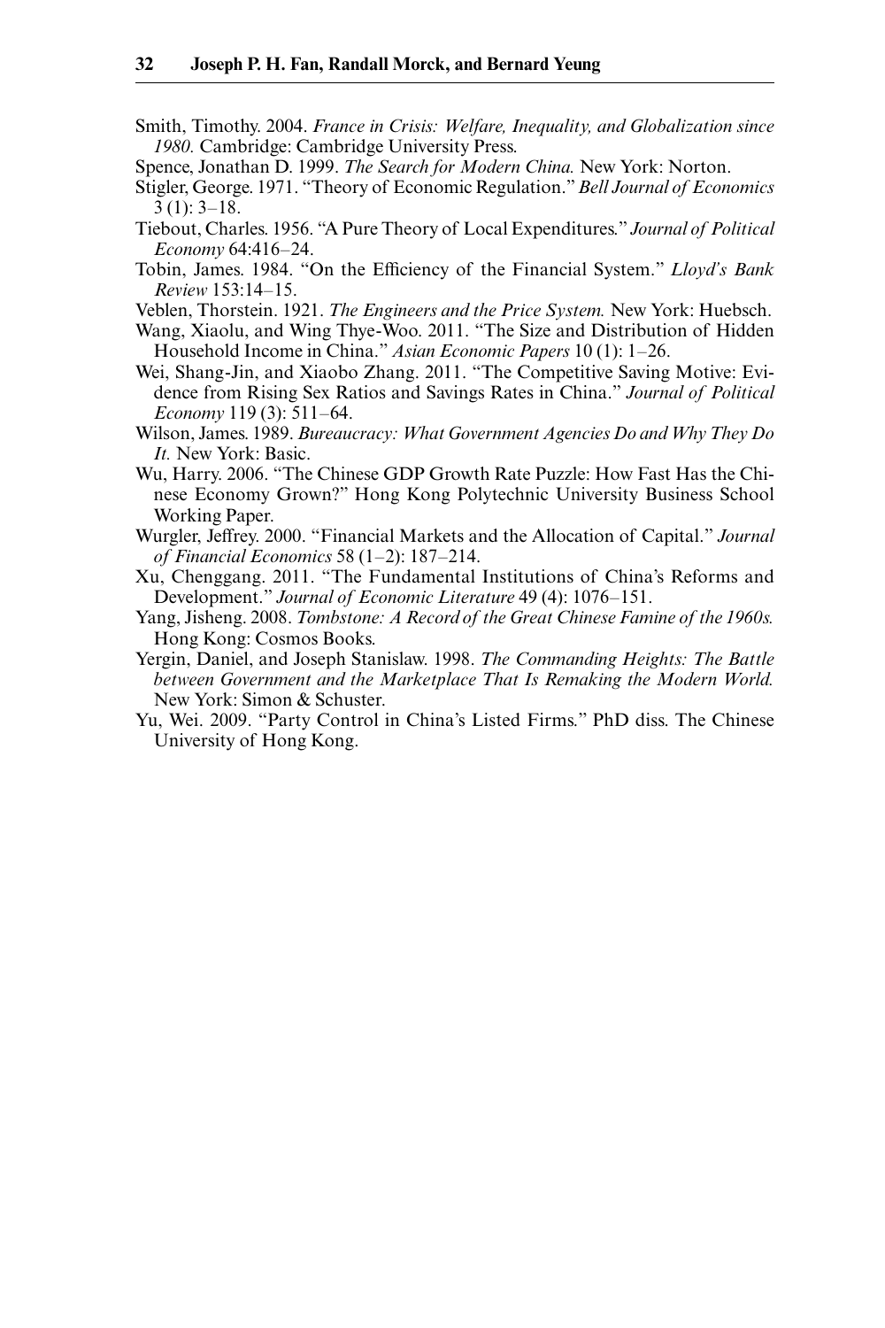Smith, Timothy. 2004. *France in Crisis: Welfare, Inequality, and Globalization since 1980.* Cambridge: Cambridge University Press.

Spence, Jonathan D. 1999. *The Search for Modern China.* New York: Norton.

Stigler, George. 1971. "Theory of Economic Regulation." *Bell Journal of Economics* 3 (1): 3–18.

Tiebout, Charles. 1956. "A Pure Theory of Local Expenditures." *Journal of Political Economy* 64:416–24.

Tobin, James. 1984. "On the Efficiency of the Financial System." *Lloyd's Bank Review* 153:14–15.

Veblen, Thorstein. 1921. *The Engineers and the Price System.* New York: Huebsch.

Wang, Xiaolu, and Wing Thye-Woo. 2011. "The Size and Distribution of Hidden Household Income in China." *Asian Economic Papers* 10 (1): 1–26.

Wei, Shang-Jin, and Xiaobo Zhang. 2011. "The Competitive Saving Motive: Evidence from Rising Sex Ratios and Savings Rates in China." *Journal of Political Economy* 119 (3): 511–64.

Wilson, James. 1989. *Bureaucracy: What Government Agencies Do and Why They Do It.* New York: Basic.

Wu, Harry. 2006. "The Chinese GDP Growth Rate Puzzle: How Fast Has the Chinese Economy Grown?" Hong Kong Polytechnic University Business School Working Paper.

Wurgler, Jeffrey. 2000. "Financial Markets and the Allocation of Capital." *Journal of Financial Economics* 58 (1–2): 187–214.

Xu, Chenggang. 2011. "The Fundamental Institutions of China's Reforms and Development." *Journal of Economic Literature* 49 (4): 1076–151.

Yang, Jisheng. 2008. *Tombstone: A Record of the Great Chinese Famine of the 1960s.* Hong Kong: Cosmos Books.

Yergin, Daniel, and Joseph Stanislaw. 1998. *The Commanding Heights: The Battle between Government and the Marketplace That Is Remaking the Modern World.* New York: Simon & Schuster.

Yu, Wei. 2009. "Party Control in China's Listed Firms." PhD diss. The Chinese University of Hong Kong.